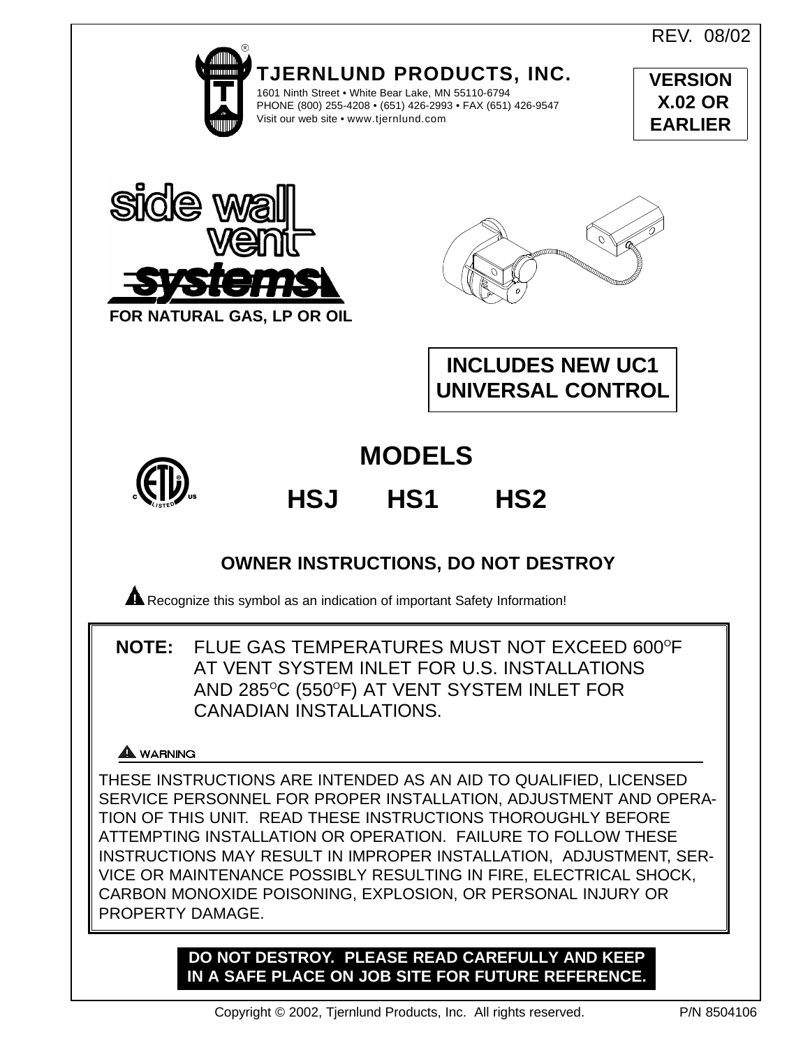REV. 08/02

# TJERNLUND PRODUCTS, INC.

1601 Ninth Street • White Bear Lake, MN 55110-6794
PHONE (800) 255-4208 • (651) 426-2993 • FAX (651) 426-9547
Visit our web site • www.tjernlund.com

**VERSION X.02 OR EARLIER**

# side wall vent systems

**FOR NATURAL GAS, LP OR OIL**

**INCLUDES NEW UC1 UNIVERSAL CONTROL**

## MODELS

## HSJ HS1 HS2

### OWNER INSTRUCTIONS, DO NOT DESTROY

Recognize this symbol as an indication of important Safety Information!

**NOTE:** FLUE GAS TEMPERATURES MUST NOT EXCEED 600°F AT VENT SYSTEM INLET FOR U.S. INSTALLATIONS AND 285°C (550°F) AT VENT SYSTEM INLET FOR CANADIAN INSTALLATIONS.

**WARNING**

THESE INSTRUCTIONS ARE INTENDED AS AN AID TO QUALIFIED, LICENSED SERVICE PERSONNEL FOR PROPER INSTALLATION, ADJUSTMENT AND OPERATION OF THIS UNIT. READ THESE INSTRUCTIONS THOROUGHLY BEFORE ATTEMPTING INSTALLATION OR OPERATION. FAILURE TO FOLLOW THESE INSTRUCTIONS MAY RESULT IN IMPROPER INSTALLATION, ADJUSTMENT, SERVICE OR MAINTENANCE POSSIBLY RESULTING IN FIRE, ELECTRICAL SHOCK, CARBON MONOXIDE POISONING, EXPLOSION, OR PERSONAL INJURY OR PROPERTY DAMAGE.

**DO NOT DESTROY. PLEASE READ CAREFULLY AND KEEP IN A SAFE PLACE ON JOB SITE FOR FUTURE REFERENCE.**

Copyright © 2002, Tjernlund Products, Inc. All rights reserved. P/N 8504106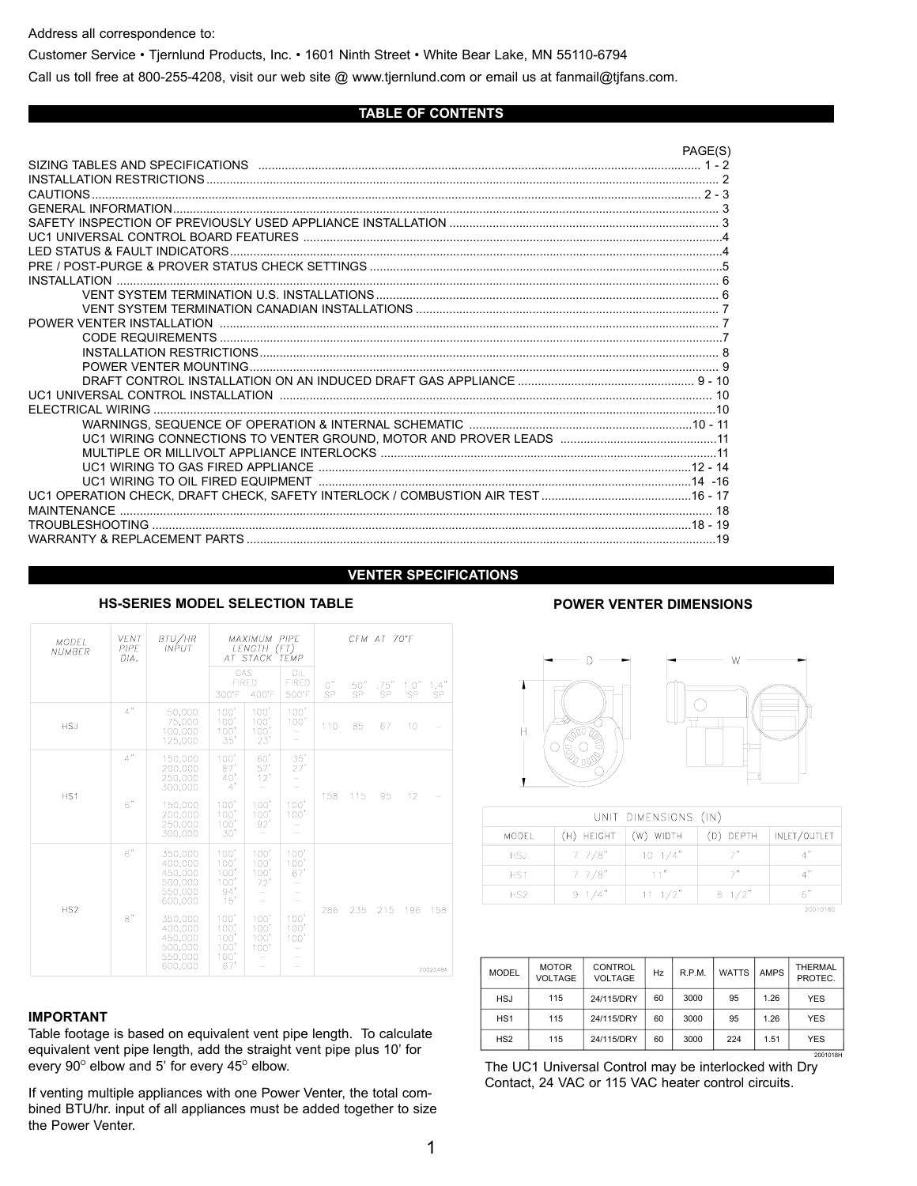Address all correspondence to:

Customer Service • Tjernlund Products, Inc. • 1601 Ninth Street • White Bear Lake, MN 55110-6794

Call us toll free at 800-255-4208, visit our web site @ www.tjernlund.com or email us at fanmail@tjfans.com.

## TABLE OF CONTENTS

| | PAGE(S) |
|---|---|
| SIZING TABLES AND SPECIFICATIONS | 1 - 2 |
| INSTALLATION RESTRICTIONS | 2 |
| CAUTIONS | 2 - 3 |
| GENERAL INFORMATION | 3 |
| SAFETY INSPECTION OF PREVIOUSLY USED APPLIANCE INSTALLATION | 3 |
| UC1 UNIVERSAL CONTROL BOARD FEATURES | 4 |
| LED STATUS & FAULT INDICATORS | 4 |
| PRE / POST-PURGE & PROVER STATUS CHECK SETTINGS | 5 |
| INSTALLATION | 6 |
| VENT SYSTEM TERMINATION U.S. INSTALLATIONS | 6 |
| VENT SYSTEM TERMINATION CANADIAN INSTALLATIONS | 7 |
| POWER VENTER INSTALLATION | 7 |
| CODE REQUIREMENTS | 7 |
| INSTALLATION RESTRICTIONS | 8 |
| POWER VENTER MOUNTING | 9 |
| DRAFT CONTROL INSTALLATION ON AN INDUCED DRAFT GAS APPLIANCE | 9 - 10 |
| UC1 UNIVERSAL CONTROL INSTALLATION | 10 |
| ELECTRICAL WIRING | 10 |
| WARNINGS, SEQUENCE OF OPERATION & INTERNAL SCHEMATIC | 10 - 11 |
| UC1 WIRING CONNECTIONS TO VENTER GROUND, MOTOR AND PROVER LEADS | 11 |
| MULTIPLE OR MILLIVOLT APPLIANCE INTERLOCKS | 11 |
| UC1 WIRING TO GAS FIRED APPLIANCE | 12 - 14 |
| UC1 WIRING TO OIL FIRED EQUIPMENT | 14 -16 |
| UC1 OPERATION CHECK, DRAFT CHECK, SAFETY INTERLOCK / COMBUSTION AIR TEST | 16 - 17 |
| MAINTENANCE | 18 |
| TROUBLESHOOTING | 18 - 19 |
| WARRANTY & REPLACEMENT PARTS | 19 |

## VENTER SPECIFICATIONS

### HS-SERIES MODEL SELECTION TABLE

| MODEL NUMBER | VENT PIPE DIA. | BTU/HR INPUT | MAXIMUM PIPE LENGTH (FT) AT STACK TEMP | | | CFM AT 70°F | | | | |
|---|---|---|---|---|---|---|---|---|---|---|
| | | | GAS FIRED 300°F | GAS FIRED 400°F | OIL FIRED 500°F | 0" SP | .50" SP | .75" SP | 1.0" SP | 1.4" SP |
| HSJ | 4" | 50,000 | 100' | 100' | 100' | 110 | 85 | 67 | 10 | – |
| | | 75,000 | 100' | 100' | 100' | | | | | |
| | | 100,000 | 100' | 100' | – | | | | | |
| | | 125,000 | 35' | 23' | – | | | | | |
| HS1 | 4" | 150,000 | 100' | 60' | 35' | 158 | 115 | 95 | 12 | – |
| | | 200,000 | 87' | 57' | 27' | | | | | |
| | | 250,000 | 40' | 12' | – | | | | | |
| | | 300,000 | 4' | – | – | | | | | |
| | 6" | 150,000 | 100' | 100' | 100' | | | | | |
| | | 200,000 | 100' | 100' | 100' | | | | | |
| | | 250,000 | 100' | 92' | – | | | | | |
| | | 300,000 | 30' | – | – | | | | | |
| HS2 | 6" | 350,000 | 100' | 100' | 100' | 286 | 235 | 215 | 196 | 158 |
| | | 400,000 | 100' | 100' | 100' | | | | | |
| | | 450,000 | 100' | 100' | 67' | | | | | |
| | | 500,000 | 100' | 72' | – | | | | | |
| | | 550,000 | 94' | – | – | | | | | |
| | | 600,000 | 15' | – | – | | | | | |
| | 8" | 350,000 | 100' | 100' | 100' | | | | | |
| | | 400,000 | 100' | 100' | 100' | | | | | |
| | | 450,000 | 100' | 100' | 100' | | | | | |
| | | 500,000 | 100' | 100' | – | | | | | |
| | | 550,000 | 100' | – | – | | | | | |
| | | 600,000 | 67' | – | – | | | | | |

2002048A

### IMPORTANT

Table footage is based on equivalent vent pipe length. To calculate equivalent vent pipe length, add the straight vent pipe plus 10' for every 90° elbow and 5' for every 45° elbow.

If venting multiple appliances with one Power Venter, the total combined BTU/hr. input of all appliances must be added together to size the Power Venter.

### POWER VENTER DIMENSIONS

| UNIT DIMENSIONS (IN) | | | | |
|---|---|---|---|---|
| MODEL | (H) HEIGHT | (W) WIDTH | (D) DEPTH | INLET/OUTLET |
| HSJ | 7 7/8" | 10 1/4" | 7" | 4" |
| HS1 | 7 7/8" | 11" | 7" | 4" |
| HS2 | 9 1/4" | 11 1/2" | 8 1/2" | 6" |

20010180

| MODEL | MOTOR VOLTAGE | CONTROL VOLTAGE | Hz | R.P.M. | WATTS | AMPS | THERMAL PROTEC. |
|---|---|---|---|---|---|---|---|
| HSJ | 115 | 24/115/DRY | 60 | 3000 | 95 | 1.26 | YES |
| HS1 | 115 | 24/115/DRY | 60 | 3000 | 95 | 1.26 | YES |
| HS2 | 115 | 24/115/DRY | 60 | 3000 | 224 | 1.51 | YES |

2001018H

The UC1 Universal Control may be interlocked with Dry Contact, 24 VAC or 115 VAC heater control circuits.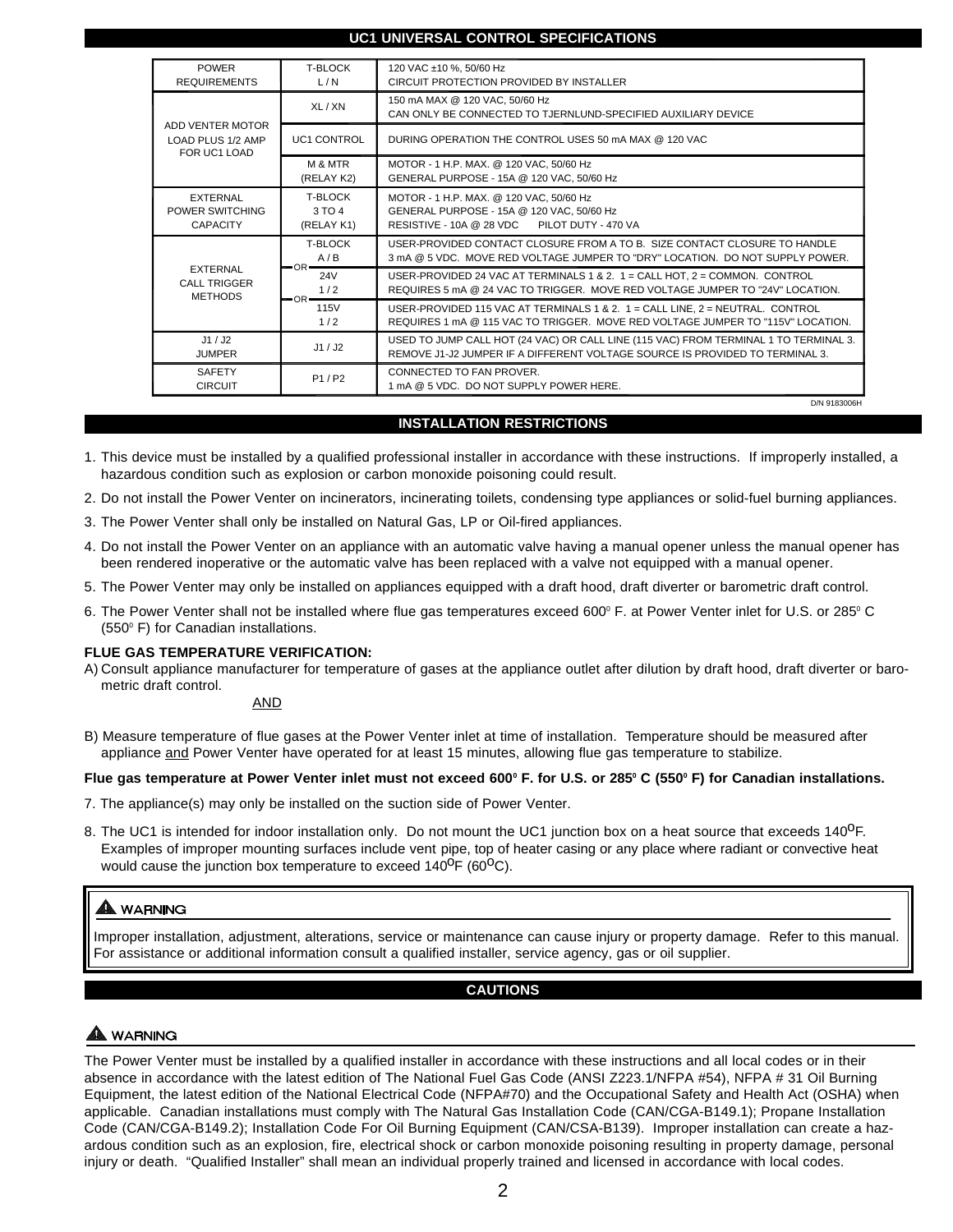## UC1 UNIVERSAL CONTROL SPECIFICATIONS

| | | |
|---|---|---|
| POWER REQUIREMENTS | T-BLOCK L / N | 120 VAC ±10 %, 50/60 Hz<br>CIRCUIT PROTECTION PROVIDED BY INSTALLER |
| ADD VENTER MOTOR LOAD PLUS 1/2 AMP FOR UC1 LOAD | XL / XN | 150 mA MAX @ 120 VAC, 50/60 Hz<br>CAN ONLY BE CONNECTED TO TJERNLUND-SPECIFIED AUXILIARY DEVICE |
| | UC1 CONTROL | DURING OPERATION THE CONTROL USES 50 mA MAX @ 120 VAC |
| | M & MTR (RELAY K2) | MOTOR - 1 H.P. MAX. @ 120 VAC, 50/60 Hz<br>GENERAL PURPOSE - 15A @ 120 VAC, 50/60 Hz |
| EXTERNAL POWER SWITCHING CAPACITY | T-BLOCK 3 TO 4 (RELAY K1) | MOTOR - 1 H.P. MAX. @ 120 VAC, 50/60 Hz<br>GENERAL PURPOSE - 15A @ 120 VAC, 50/60 Hz<br>RESISTIVE - 10A @ 28 VDC    PILOT DUTY - 470 VA |
| EXTERNAL CALL TRIGGER METHODS | T-BLOCK A / B | USER-PROVIDED CONTACT CLOSURE FROM A TO B. SIZE CONTACT CLOSURE TO HANDLE 3 mA @ 5 VDC. MOVE RED VOLTAGE JUMPER TO "DRY" LOCATION. DO NOT SUPPLY POWER. |
| | OR 24V 1 / 2 | USER-PROVIDED 24 VAC AT TERMINALS 1 & 2. 1 = CALL HOT, 2 = COMMON. CONTROL REQUIRES 5 mA @ 24 VAC TO TRIGGER. MOVE RED VOLTAGE JUMPER TO "24V" LOCATION. |
| | OR 115V 1 / 2 | USER-PROVIDED 115 VAC AT TERMINALS 1 & 2. 1 = CALL LINE, 2 = NEUTRAL. CONTROL REQUIRES 1 mA @ 115 VAC TO TRIGGER. MOVE RED VOLTAGE JUMPER TO "115V" LOCATION. |
| J1 / J2 JUMPER | J1 / J2 | USED TO JUMP CALL HOT (24 VAC) OR CALL LINE (115 VAC) FROM TERMINAL 1 TO TERMINAL 3. REMOVE J1-J2 JUMPER IF A DIFFERENT VOLTAGE SOURCE IS PROVIDED TO TERMINAL 3. |
| SAFETY CIRCUIT | P1 / P2 | CONNECTED TO FAN PROVER.<br>1 mA @ 5 VDC. DO NOT SUPPLY POWER HERE. |

D/N 9183006H

## INSTALLATION RESTRICTIONS

1. This device must be installed by a qualified professional installer in accordance with these instructions. If improperly installed, a hazardous condition such as explosion or carbon monoxide poisoning could result.
2. Do not install the Power Venter on incinerators, incinerating toilets, condensing type appliances or solid-fuel burning appliances.
3. The Power Venter shall only be installed on Natural Gas, LP or Oil-fired appliances.
4. Do not install the Power Venter on an appliance with an automatic valve having a manual opener unless the manual opener has been rendered inoperative or the automatic valve has been replaced with a valve not equipped with a manual opener.
5. The Power Venter may only be installed on appliances equipped with a draft hood, draft diverter or barometric draft control.
6. The Power Venter shall not be installed where flue gas temperatures exceed 600° F. at Power Venter inlet for U.S. or 285° C (550° F) for Canadian installations.

**FLUE GAS TEMPERATURE VERIFICATION:**

A) Consult appliance manufacturer for temperature of gases at the appliance outlet after dilution by draft hood, draft diverter or barometric draft control.

AND

B) Measure temperature of flue gases at the Power Venter inlet at time of installation. Temperature should be measured after appliance and Power Venter have operated for at least 15 minutes, allowing flue gas temperature to stabilize.

**Flue gas temperature at Power Venter inlet must not exceed 600° F. for U.S. or 285° C (550° F) for Canadian installations.**

7. The appliance(s) may only be installed on the suction side of Power Venter.
8. The UC1 is intended for indoor installation only. Do not mount the UC1 junction box on a heat source that exceeds 140°F. Examples of improper mounting surfaces include vent pipe, top of heater casing or any place where radiant or convective heat would cause the junction box temperature to exceed 140°F (60°C).

**⚠ WARNING**

Improper installation, adjustment, alterations, service or maintenance can cause injury or property damage. Refer to this manual. For assistance or additional information consult a qualified installer, service agency, gas or oil supplier.

## CAUTIONS

**⚠ WARNING**

The Power Venter must be installed by a qualified installer in accordance with these instructions and all local codes or in their absence in accordance with the latest edition of The National Fuel Gas Code (ANSI Z223.1/NFPA #54), NFPA # 31 Oil Burning Equipment, the latest edition of the National Electrical Code (NFPA#70) and the Occupational Safety and Health Act (OSHA) when applicable. Canadian installations must comply with The Natural Gas Installation Code (CAN/CGA-B149.1); Propane Installation Code (CAN/CGA-B149.2); Installation Code For Oil Burning Equipment (CAN/CSA-B139). Improper installation can create a hazardous condition such as an explosion, fire, electrical shock or carbon monoxide poisoning resulting in property damage, personal injury or death. “Qualified Installer” shall mean an individual properly trained and licensed in accordance with local codes.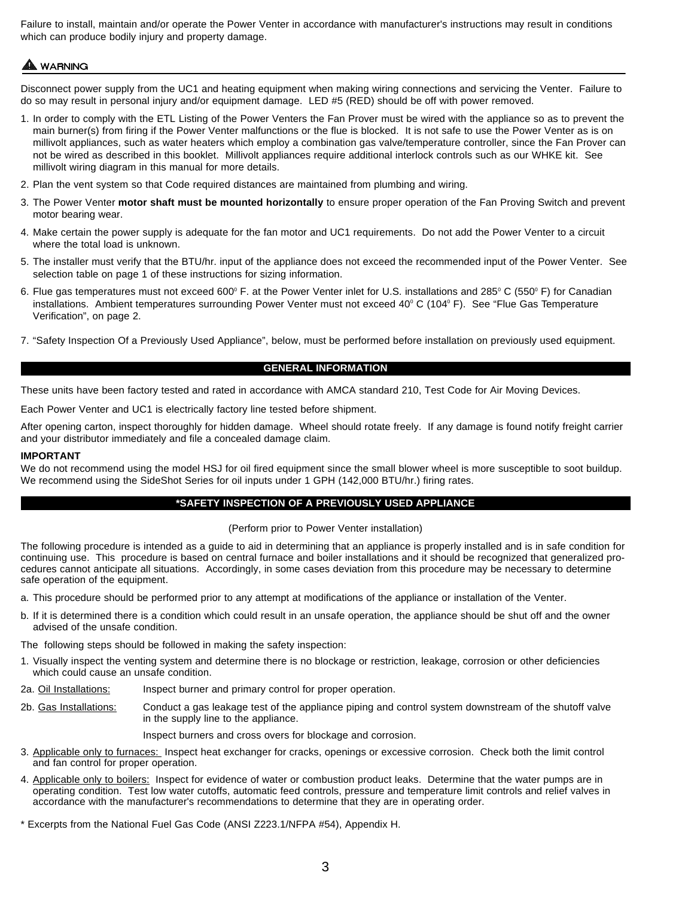Failure to install, maintain and/or operate the Power Venter in accordance with manufacturer's instructions may result in conditions which can produce bodily injury and property damage.

## ⚠ WARNING

Disconnect power supply from the UC1 and heating equipment when making wiring connections and servicing the Venter. Failure to do so may result in personal injury and/or equipment damage. LED #5 (RED) should be off with power removed.

1. In order to comply with the ETL Listing of the Power Venters the Fan Prover must be wired with the appliance so as to prevent the main burner(s) from firing if the Power Venter malfunctions or the flue is blocked. It is not safe to use the Power Venter as is on millivolt appliances, such as water heaters which employ a combination gas valve/temperature controller, since the Fan Prover can not be wired as described in this booklet. Millivolt appliances require additional interlock controls such as our WHKE kit. See millivolt wiring diagram in this manual for more details.
2. Plan the vent system so that Code required distances are maintained from plumbing and wiring.
3. The Power Venter **motor shaft must be mounted horizontally** to ensure proper operation of the Fan Proving Switch and prevent motor bearing wear.
4. Make certain the power supply is adequate for the fan motor and UC1 requirements. Do not add the Power Venter to a circuit where the total load is unknown.
5. The installer must verify that the BTU/hr. input of the appliance does not exceed the recommended input of the Power Venter. See selection table on page 1 of these instructions for sizing information.
6. Flue gas temperatures must not exceed 600° F. at the Power Venter inlet for U.S. installations and 285° C (550° F) for Canadian installations. Ambient temperatures surrounding Power Venter must not exceed 40° C (104° F). See "Flue Gas Temperature Verification", on page 2.
7. "Safety Inspection Of a Previously Used Appliance", below, must be performed before installation on previously used equipment.

## GENERAL INFORMATION

These units have been factory tested and rated in accordance with AMCA standard 210, Test Code for Air Moving Devices.

Each Power Venter and UC1 is electrically factory line tested before shipment.

After opening carton, inspect thoroughly for hidden damage. Wheel should rotate freely. If any damage is found notify freight carrier and your distributor immediately and file a concealed damage claim.

**IMPORTANT**
We do not recommend using the model HSJ for oil fired equipment since the small blower wheel is more susceptible to soot buildup. We recommend using the SideShot Series for oil inputs under 1 GPH (142,000 BTU/hr.) firing rates.

## *SAFETY INSPECTION OF A PREVIOUSLY USED APPLIANCE

(Perform prior to Power Venter installation)

The following procedure is intended as a guide to aid in determining that an appliance is properly installed and is in safe condition for continuing use. This procedure is based on central furnace and boiler installations and it should be recognized that generalized procedures cannot anticipate all situations. Accordingly, in some cases deviation from this procedure may be necessary to determine safe operation of the equipment.

a. This procedure should be performed prior to any attempt at modifications of the appliance or installation of the Venter.

b. If it is determined there is a condition which could result in an unsafe operation, the appliance should be shut off and the owner advised of the unsafe condition.

The following steps should be followed in making the safety inspection:

1. Visually inspect the venting system and determine there is no blockage or restriction, leakage, corrosion or other deficiencies which could cause an unsafe condition.

2a. Oil Installations: Inspect burner and primary control for proper operation.

2b. Gas Installations: Conduct a gas leakage test of the appliance piping and control system downstream of the shutoff valve in the supply line to the appliance.

Inspect burners and cross overs for blockage and corrosion.

3. Applicable only to furnaces: Inspect heat exchanger for cracks, openings or excessive corrosion. Check both the limit control and fan control for proper operation.

4. Applicable only to boilers: Inspect for evidence of water or combustion product leaks. Determine that the water pumps are in operating condition. Test low water cutoffs, automatic feed controls, pressure and temperature limit controls and relief valves in accordance with the manufacturer's recommendations to determine that they are in operating order.

* Excerpts from the National Fuel Gas Code (ANSI Z223.1/NFPA #54), Appendix H.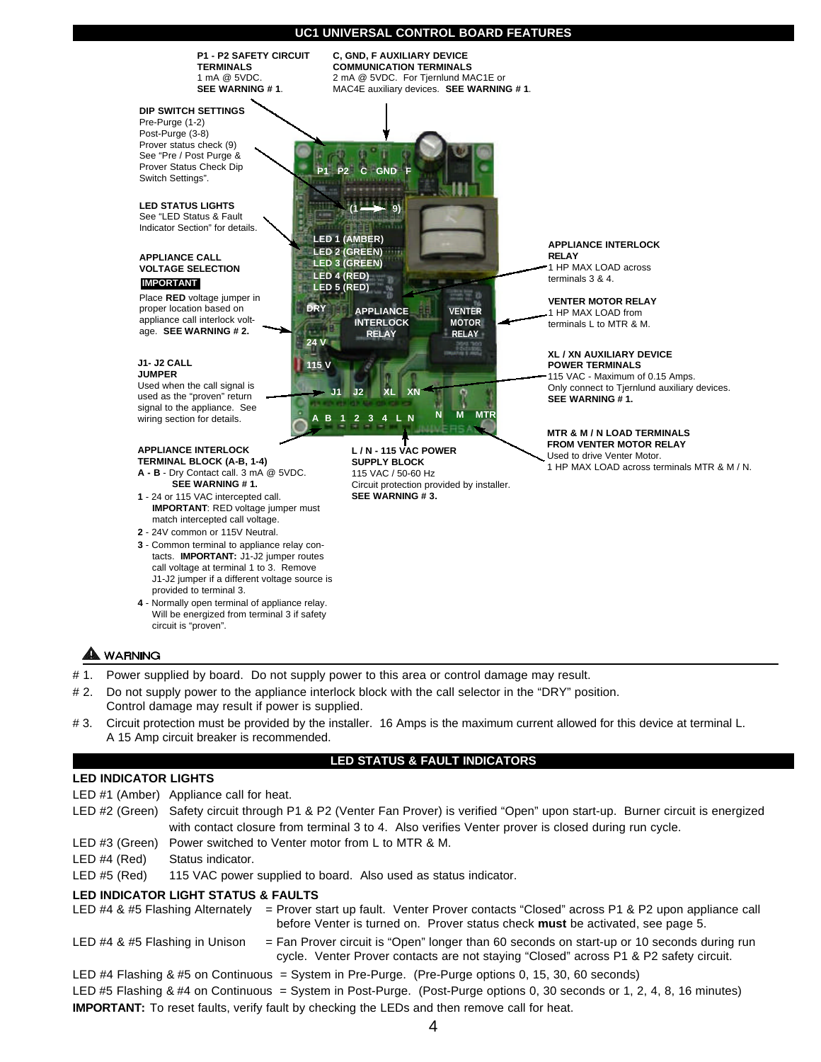## UC1 UNIVERSAL CONTROL BOARD FEATURES

**P1 - P2 SAFETY CIRCUIT TERMINALS**
1 mA @ 5VDC.
**SEE WARNING # 1**.

**C, GND, F AUXILIARY DEVICE COMMUNICATION TERMINALS**
2 mA @ 5VDC. For Tjernlund MAC1E or MAC4E auxiliary devices. **SEE WARNING # 1**.

**DIP SWITCH SETTINGS**
Pre-Purge (1-2)
Post-Purge (3-8)
Prover status check (9)
See "Pre / Post Purge & Prover Status Check Dip Switch Settings".

**LED STATUS LIGHTS**
See "LED Status & Fault Indicator Section" for details.

**APPLIANCE CALL VOLTAGE SELECTION**
**IMPORTANT**
Place **RED** voltage jumper in proper location based on appliance call interlock voltage. **SEE WARNING # 2.**

**J1- J2 CALL JUMPER**
Used when the call signal is used as the "proven" return signal to the appliance. See wiring section for details.

**APPLIANCE INTERLOCK TERMINAL BLOCK (A-B, 1-4)**
- **A - B** - Dry Contact call. 3 mA @ 5VDC. **SEE WARNING # 1.**
- **1** - 24 or 115 VAC intercepted call. **IMPORTANT**: RED voltage jumper must match intercepted call voltage.
- **2** - 24V common or 115V Neutral.
- **3** - Common terminal to appliance relay contacts. **IMPORTANT:** J1-J2 jumper routes call voltage at terminal 1 to 3. Remove J1-J2 jumper if a different voltage source is provided to terminal 3.
- **4** - Normally open terminal of appliance relay. Will be energized from terminal 3 if safety circuit is "proven".

**L / N - 115 VAC POWER SUPPLY BLOCK**
115 VAC / 50-60 Hz
Circuit protection provided by installer.
**SEE WARNING # 3.**

**APPLIANCE INTERLOCK RELAY**
1 HP MAX LOAD across terminals 3 & 4.

**VENTER MOTOR RELAY**
1 HP MAX LOAD from terminals L to MTR & M.

**XL / XN AUXILIARY DEVICE POWER TERMINALS**
115 VAC - Maximum of 0.15 Amps.
Only connect to Tjernlund auxiliary devices.
**SEE WARNING # 1.**

**MTR & M / N LOAD TERMINALS FROM VENTER MOTOR RELAY**
Used to drive Venter Motor.
1 HP MAX LOAD across terminals MTR & M / N.

Board labels: P1, P2, C, GND, F; (1 → 9); LED 1 (AMBER); LED 2 (GREEN); LED 3 (GREEN); LED 4 (RED); LED 5 (RED); DRY; 24 V; 115 V; APPLIANCE INTERLOCK RELAY; VENTER MOTOR RELAY; J1, J2, XL, XN; A, B, 1, 2, 3, 4, L, N; N, M, MTR

### ⚠ WARNING

- # 1. Power supplied by board. Do not supply power to this area or control damage may result.
- # 2. Do not supply power to the appliance interlock block with the call selector in the "DRY" position. Control damage may result if power is supplied.
- # 3. Circuit protection must be provided by the installer. 16 Amps is the maximum current allowed for this device at terminal L. A 15 Amp circuit breaker is recommended.

## LED STATUS & FAULT INDICATORS

### LED INDICATOR LIGHTS

- LED #1 (Amber) Appliance call for heat.
- LED #2 (Green) Safety circuit through P1 & P2 (Venter Fan Prover) is verified "Open" upon start-up. Burner circuit is energized with contact closure from terminal 3 to 4. Also verifies Venter prover is closed during run cycle.
- LED #3 (Green) Power switched to Venter motor from L to MTR & M.
- LED #4 (Red) Status indicator.
- LED #5 (Red) 115 VAC power supplied to board. Also used as status indicator.

### LED INDICATOR LIGHT STATUS & FAULTS

- LED #4 & #5 Flashing Alternately = Prover start up fault. Venter Prover contacts "Closed" across P1 & P2 upon appliance call before Venter is turned on. Prover status check **must** be activated, see page 5.
- LED #4 & #5 Flashing in Unison = Fan Prover circuit is "Open" longer than 60 seconds on start-up or 10 seconds during run cycle. Venter Prover contacts are not staying "Closed" across P1 & P2 safety circuit.
- LED #4 Flashing & #5 on Continuous = System in Pre-Purge. (Pre-Purge options 0, 15, 30, 60 seconds)
- LED #5 Flashing & #4 on Continuous = System in Post-Purge. (Post-Purge options 0, 30 seconds or 1, 2, 4, 8, 16 minutes)

**IMPORTANT:** To reset faults, verify fault by checking the LEDs and then remove call for heat.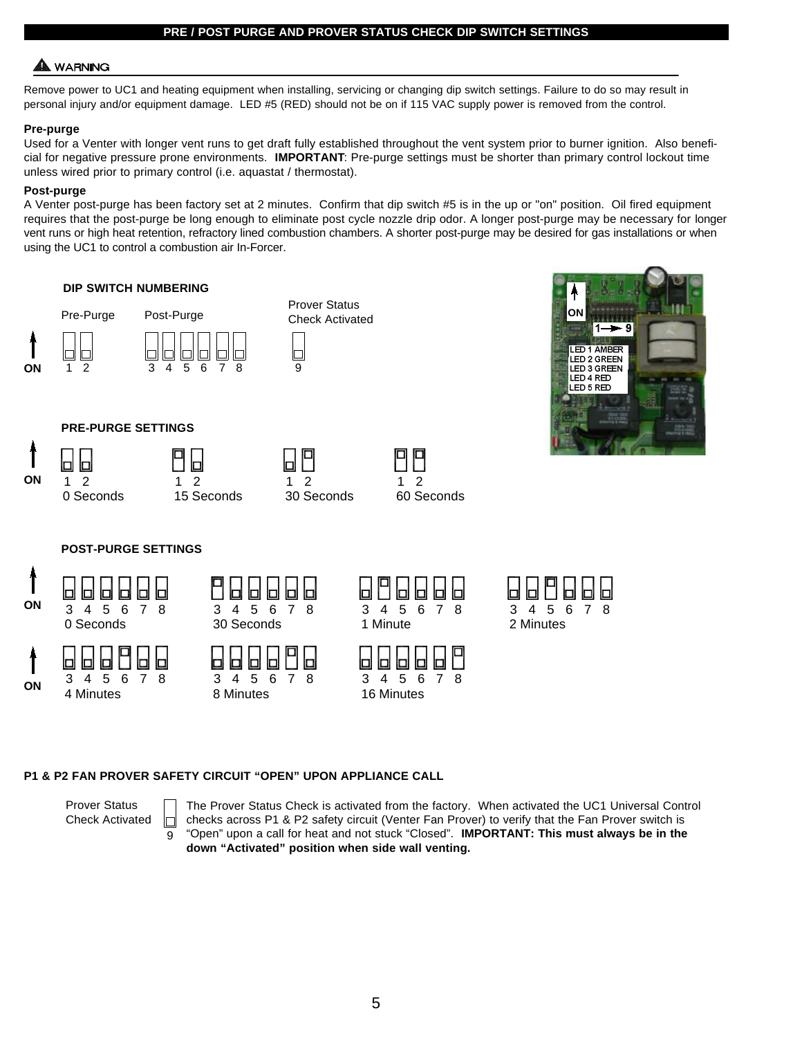## PRE / POST PURGE AND PROVER STATUS CHECK DIP SWITCH SETTINGS

**⚠ WARNING**

Remove power to UC1 and heating equipment when installing, servicing or changing dip switch settings. Failure to do so may result in personal injury and/or equipment damage. LED #5 (RED) should not be on if 115 VAC supply power is removed from the control.

**Pre-purge**

Used for a Venter with longer vent runs to get draft fully established throughout the vent system prior to burner ignition. Also beneficial for negative pressure prone environments. **IMPORTANT**: Pre-purge settings must be shorter than primary control lockout time unless wired prior to primary control (i.e. aquastat / thermostat).

**Post-purge**

A Venter post-purge has been factory set at 2 minutes. Confirm that dip switch #5 is in the up or "on" position. Oil fired equipment requires that the post-purge be long enough to eliminate post cycle nozzle drip odor. A longer post-purge may be necessary for longer vent runs or high heat retention, refractory lined combustion chambers. A shorter post-purge may be desired for gas installations or when using the UC1 to control a combustion air In-Forcer.

**DIP SWITCH NUMBERING**

ON ↑

- Pre-Purge: 1 2
- Post-Purge: 3 4 5 6 7 8
- Prover Status Check Activated: 9

ON
1 → 9
LED 1 AMBER
LED 2 GREEN
LED 3 GREEN
LED 4 RED
LED 5 RED

**PRE-PURGE SETTINGS**

| Setting | Switches ON |
|---|---|
| 0 Seconds | none |
| 15 Seconds | 1 |
| 30 Seconds | 2 |
| 60 Seconds | 1, 2 |

**POST-PURGE SETTINGS**

| Setting | Switches ON |
|---|---|
| 0 Seconds | none |
| 30 Seconds | 3 |
| 1 Minute | 4 |
| 2 Minutes | 5 |
| 4 Minutes | 6 |
| 8 Minutes | 7 |
| 16 Minutes | 8 |

**P1 & P2 FAN PROVER SAFETY CIRCUIT "OPEN" UPON APPLIANCE CALL**

Prover Status Check Activated (9)

The Prover Status Check is activated from the factory. When activated the UC1 Universal Control checks across P1 & P2 safety circuit (Venter Fan Prover) to verify that the Fan Prover switch is "Open" upon a call for heat and not stuck "Closed". **IMPORTANT: This must always be in the down "Activated" position when side wall venting.**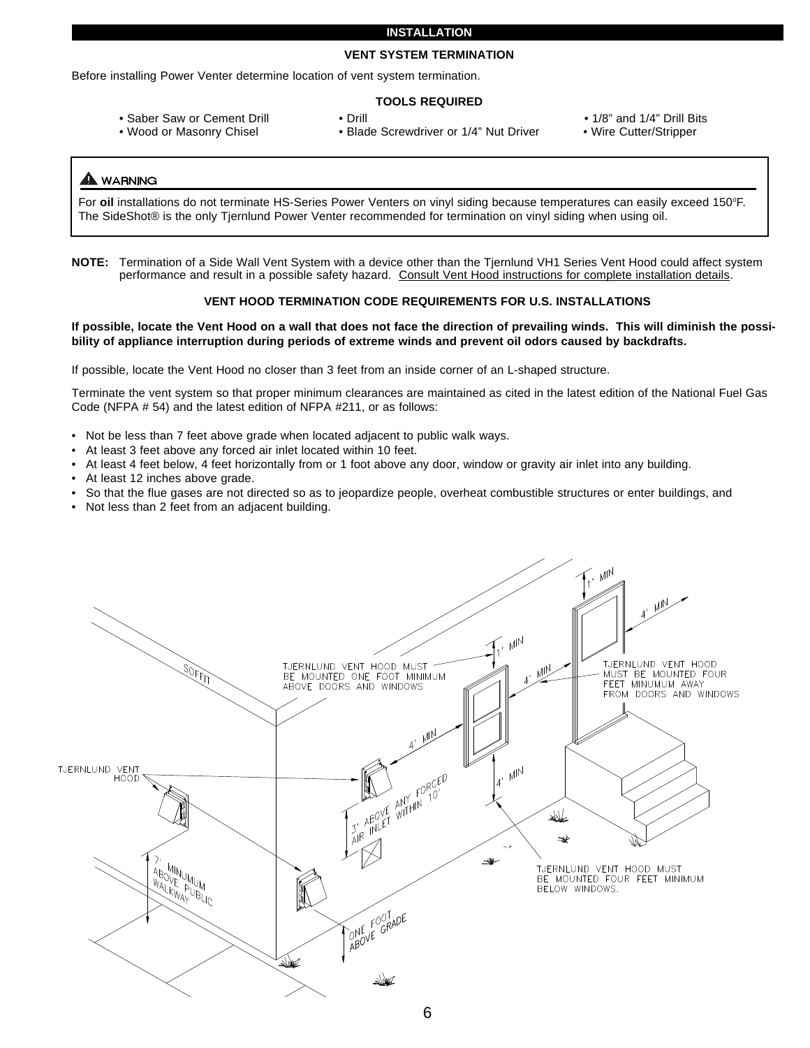## INSTALLATION

### VENT SYSTEM TERMINATION

Before installing Power Venter determine location of vent system termination.

### TOOLS REQUIRED

- Saber Saw or Cement Drill
- Drill
- 1/8” and 1/4” Drill Bits
- Wood or Masonry Chisel
- Blade Screwdriver or 1/4” Nut Driver
- Wire Cutter/Stripper

> **⚠ WARNING**
>
> For **oil** installations do not terminate HS-Series Power Venters on vinyl siding because temperatures can easily exceed 150°F. The SideShot® is the only Tjernlund Power Venter recommended for termination on vinyl siding when using oil.

**NOTE:** Termination of a Side Wall Vent System with a device other than the Tjernlund VH1 Series Vent Hood could affect system performance and result in a possible safety hazard. Consult Vent Hood instructions for complete installation details.

### VENT HOOD TERMINATION CODE REQUIREMENTS FOR U.S. INSTALLATIONS

**If possible, locate the Vent Hood on a wall that does not face the direction of prevailing winds. This will diminish the possibility of appliance interruption during periods of extreme winds and prevent oil odors caused by backdrafts.**

If possible, locate the Vent Hood no closer than 3 feet from an inside corner of an L-shaped structure.

Terminate the vent system so that proper minimum clearances are maintained as cited in the latest edition of the National Fuel Gas Code (NFPA # 54) and the latest edition of NFPA #211, or as follows:

- Not be less than 7 feet above grade when located adjacent to public walk ways.
- At least 3 feet above any forced air inlet located within 10 feet.
- At least 4 feet below, 4 feet horizontally from or 1 foot above any door, window or gravity air inlet into any building.
- At least 12 inches above grade.
- So that the flue gases are not directed so as to jeopardize people, overheat combustible structures or enter buildings, and
- Not less than 2 feet from an adjacent building.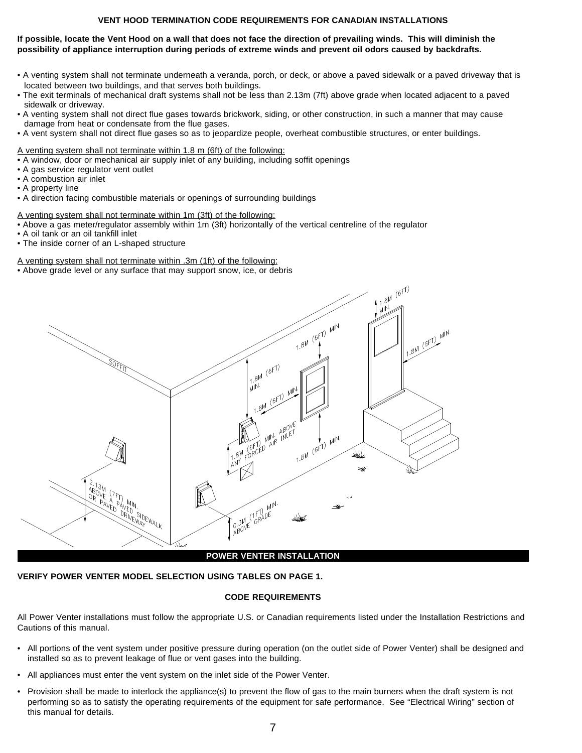## VENT HOOD TERMINATION CODE REQUIREMENTS FOR CANADIAN INSTALLATIONS

**If possible, locate the Vent Hood on a wall that does not face the direction of prevailing winds. This will diminish the possibility of appliance interruption during periods of extreme winds and prevent oil odors caused by backdrafts.**

- A venting system shall not terminate underneath a veranda, porch, or deck, or above a paved sidewalk or a paved driveway that is located between two buildings, and that serves both buildings.
- The exit terminals of mechanical draft systems shall not be less than 2.13m (7ft) above grade when located adjacent to a paved sidewalk or driveway.
- A venting system shall not direct flue gases towards brickwork, siding, or other construction, in such a manner that may cause damage from heat or condensate from the flue gases.
- A vent system shall not direct flue gases so as to jeopardize people, overheat combustible structures, or enter buildings.

A venting system shall not terminate within 1.8 m (6ft) of the following:

- A window, door or mechanical air supply inlet of any building, including soffit openings
- A gas service regulator vent outlet
- A combustion air inlet
- A property line
- A direction facing combustible materials or openings of surrounding buildings

A venting system shall not terminate within 1m (3ft) of the following:

- Above a gas meter/regulator assembly within 1m (3ft) horizontally of the vertical centreline of the regulator
- A oil tank or an oil tankfill inlet
- The inside corner of an L-shaped structure

A venting system shall not terminate within .3m (1ft) of the following:

- Above grade level or any surface that may support snow, ice, or debris

SOFFIT

1.8M (6FT) MIN.

1.8M (6FT) MIN.

1.8M (6FT) MIN.

1.8M (6FT) MIN.

1.8M (6FT) MIN.

1.8M (6FT) MIN.

1.8M (6FT) MIN. ABOVE ANY FORCED AIR INLET

2.13M (7FT) MIN. ABOVE A PAVED SIDEWALK OR PAVED DRIVEWAY

0.3M (1FT) MIN. ABOVE GRADE

## POWER VENTER INSTALLATION

**VERIFY POWER VENTER MODEL SELECTION USING TABLES ON PAGE 1.**

### CODE REQUIREMENTS

All Power Venter installations must follow the appropriate U.S. or Canadian requirements listed under the Installation Restrictions and Cautions of this manual.

- All portions of the vent system under positive pressure during operation (on the outlet side of Power Venter) shall be designed and installed so as to prevent leakage of flue or vent gases into the building.
- All appliances must enter the vent system on the inlet side of the Power Venter.
- Provision shall be made to interlock the appliance(s) to prevent the flow of gas to the main burners when the draft system is not performing so as to satisfy the operating requirements of the equipment for safe performance. See "Electrical Wiring" section of this manual for details.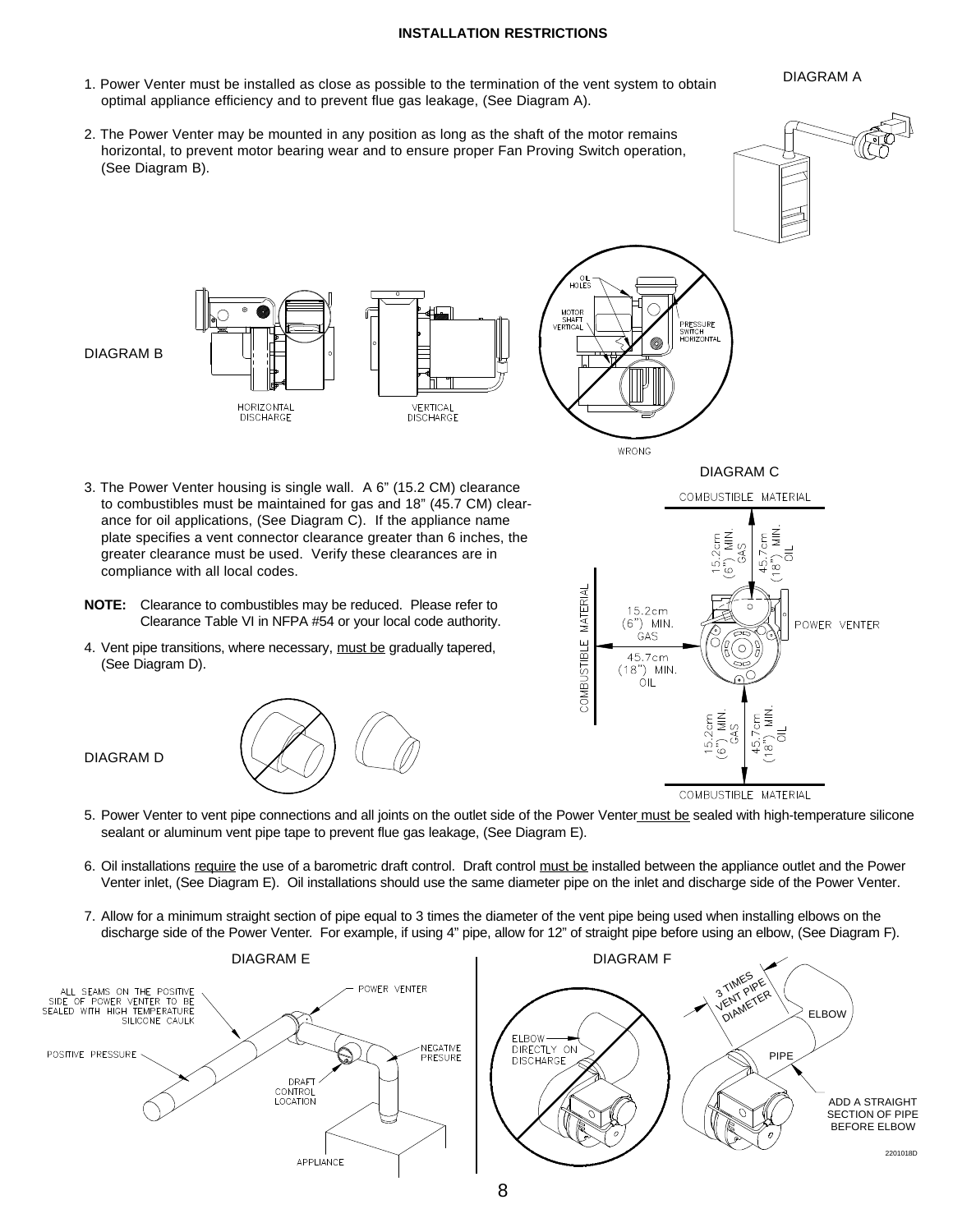# INSTALLATION RESTRICTIONS

1. Power Venter must be installed as close as possible to the termination of the vent system to obtain optimal appliance efficiency and to prevent flue gas leakage, (See Diagram A).

2. The Power Venter may be mounted in any position as long as the shaft of the motor remains horizontal, to prevent motor bearing wear and to ensure proper Fan Proving Switch operation, (See Diagram B).

DIAGRAM A

DIAGRAM B

HORIZONTAL DISCHARGE

VERTICAL DISCHARGE

OIL HOLES

MOTOR SHAFT VERTICAL

PRESSURE SWITCH HORIZONTAL

WRONG

3. The Power Venter housing is single wall. A 6" (15.2 CM) clearance to combustibles must be maintained for gas and 18" (45.7 CM) clearance for oil applications, (See Diagram C). If the appliance name plate specifies a vent connector clearance greater than 6 inches, the greater clearance must be used. Verify these clearances are in compliance with all local codes.

**NOTE:** Clearance to combustibles may be reduced. Please refer to Clearance Table VI in NFPA #54 or your local code authority.

4. Vent pipe transitions, where necessary, must be gradually tapered, (See Diagram D).

DIAGRAM C

COMBUSTIBLE MATERIAL

15.2cm (6") MIN. GAS

45.7cm (18") MIN. OIL

POWER VENTER

DIAGRAM D

5. Power Venter to vent pipe connections and all joints on the outlet side of the Power Venter must be sealed with high-temperature silicone sealant or aluminum vent pipe tape to prevent flue gas leakage, (See Diagram E).

6. Oil installations require the use of a barometric draft control. Draft control must be installed between the appliance outlet and the Power Venter inlet, (See Diagram E). Oil installations should use the same diameter pipe on the inlet and discharge side of the Power Venter.

7. Allow for a minimum straight section of pipe equal to 3 times the diameter of the vent pipe being used when installing elbows on the discharge side of the Power Venter. For example, if using 4" pipe, allow for 12" of straight pipe before using an elbow, (See Diagram F).

DIAGRAM E

ALL SEAMS ON THE POSITIVE SIDE OF POWER VENTER TO BE SEALED WITH HIGH TEMPERATURE SILICONE CAULK

POWER VENTER

POSITIVE PRESSURE

NEGATIVE PRESURE

DRAFT CONTROL LOCATION

APPLIANCE

DIAGRAM F

ELBOW DIRECTLY ON DISCHARGE

3 TIMES VENT PIPE DIAMETER

ELBOW

PIPE

ADD A STRAIGHT SECTION OF PIPE BEFORE ELBOW

2201018D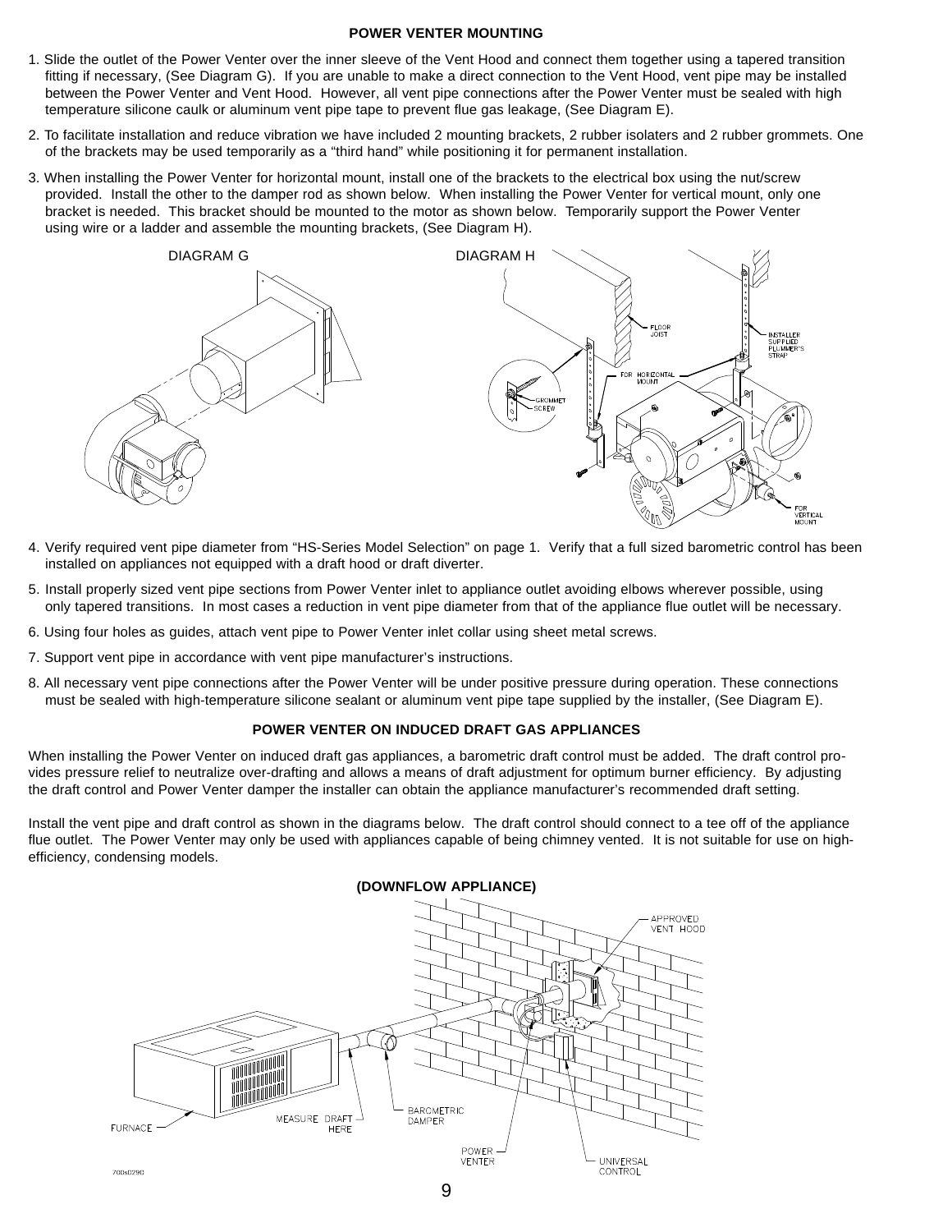## POWER VENTER MOUNTING

1. Slide the outlet of the Power Venter over the inner sleeve of the Vent Hood and connect them together using a tapered transition fitting if necessary, (See Diagram G). If you are unable to make a direct connection to the Vent Hood, vent pipe may be installed between the Power Venter and Vent Hood. However, all vent pipe connections after the Power Venter must be sealed with high temperature silicone caulk or aluminum vent pipe tape to prevent flue gas leakage, (See Diagram E).
2. To facilitate installation and reduce vibration we have included 2 mounting brackets, 2 rubber isolaters and 2 rubber grommets. One of the brackets may be used temporarily as a "third hand" while positioning it for permanent installation.
3. When installing the Power Venter for horizontal mount, install one of the brackets to the electrical box using the nut/screw provided. Install the other to the damper rod as shown below. When installing the Power Venter for vertical mount, only one bracket is needed. This bracket should be mounted to the motor as shown below. Temporarily support the Power Venter using wire or a ladder and assemble the mounting brackets, (See Diagram H).

DIAGRAM G

DIAGRAM H

4. Verify required vent pipe diameter from "HS-Series Model Selection" on page 1. Verify that a full sized barometric control has been installed on appliances not equipped with a draft hood or draft diverter.
5. Install properly sized vent pipe sections from Power Venter inlet to appliance outlet avoiding elbows wherever possible, using only tapered transitions. In most cases a reduction in vent pipe diameter from that of the appliance flue outlet will be necessary.
6. Using four holes as guides, attach vent pipe to Power Venter inlet collar using sheet metal screws.
7. Support vent pipe in accordance with vent pipe manufacturer's instructions.
8. All necessary vent pipe connections after the Power Venter will be under positive pressure during operation. These connections must be sealed with high-temperature silicone sealant or aluminum vent pipe tape supplied by the installer, (See Diagram E).

## POWER VENTER ON INDUCED DRAFT GAS APPLIANCES

When installing the Power Venter on induced draft gas appliances, a barometric draft control must be added. The draft control provides pressure relief to neutralize over-drafting and allows a means of draft adjustment for optimum burner efficiency. By adjusting the draft control and Power Venter damper the installer can obtain the appliance manufacturer's recommended draft setting.

Install the vent pipe and draft control as shown in the diagrams below. The draft control should connect to a tee off of the appliance flue outlet. The Power Venter may only be used with appliances capable of being chimney vented. It is not suitable for use on high-efficiency, condensing models.

**(DOWNFLOW APPLIANCE)**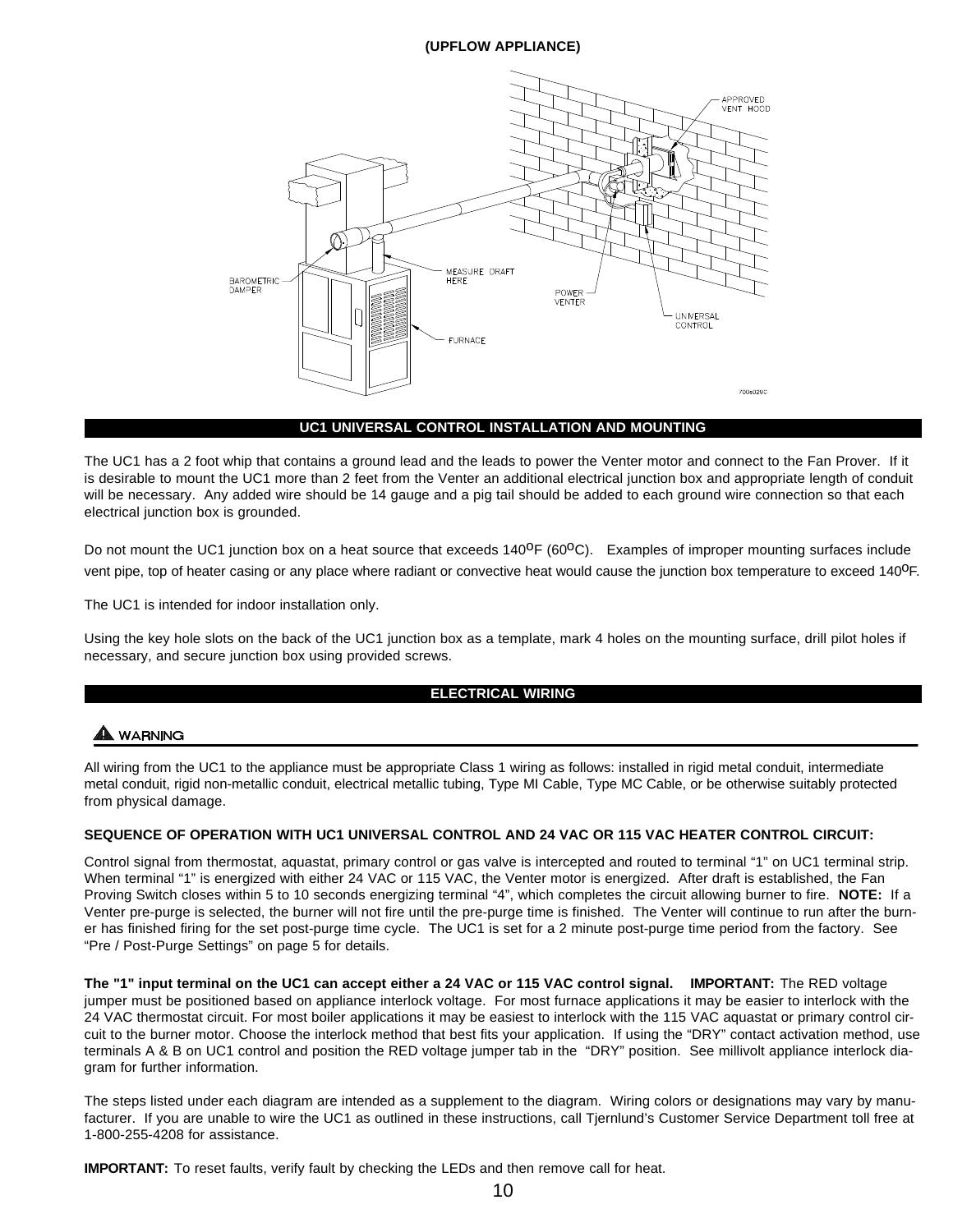**(UPFLOW APPLIANCE)**

APPROVED VENT HOOD

BAROMETRIC DAMPER

MEASURE DRAFT HERE

POWER VENTER

UNIVERSAL CONTROL

FURNACE

## UC1 UNIVERSAL CONTROL INSTALLATION AND MOUNTING

The UC1 has a 2 foot whip that contains a ground lead and the leads to power the Venter motor and connect to the Fan Prover. If it is desirable to mount the UC1 more than 2 feet from the Venter an additional electrical junction box and appropriate length of conduit will be necessary. Any added wire should be 14 gauge and a pig tail should be added to each ground wire connection so that each electrical junction box is grounded.

Do not mount the UC1 junction box on a heat source that exceeds 140$^{o}$F (60$^{o}$C). Examples of improper mounting surfaces include vent pipe, top of heater casing or any place where radiant or convective heat would cause the junction box temperature to exceed 140$^{o}$F.

The UC1 is intended for indoor installation only.

Using the key hole slots on the back of the UC1 junction box as a template, mark 4 holes on the mounting surface, drill pilot holes if necessary, and secure junction box using provided screws.

## ELECTRICAL WIRING

**⚠ WARNING**

All wiring from the UC1 to the appliance must be appropriate Class 1 wiring as follows: installed in rigid metal conduit, intermediate metal conduit, rigid non-metallic conduit, electrical metallic tubing, Type MI Cable, Type MC Cable, or be otherwise suitably protected from physical damage.

**SEQUENCE OF OPERATION WITH UC1 UNIVERSAL CONTROL AND 24 VAC OR 115 VAC HEATER CONTROL CIRCUIT:**

Control signal from thermostat, aquastat, primary control or gas valve is intercepted and routed to terminal "1" on UC1 terminal strip. When terminal "1" is energized with either 24 VAC or 115 VAC, the Venter motor is energized. After draft is established, the Fan Proving Switch closes within 5 to 10 seconds energizing terminal "4", which completes the circuit allowing burner to fire. **NOTE:** If a Venter pre-purge is selected, the burner will not fire until the pre-purge time is finished. The Venter will continue to run after the burner has finished firing for the set post-purge time cycle. The UC1 is set for a 2 minute post-purge time period from the factory. See "Pre / Post-Purge Settings" on page 5 for details.

**The "1" input terminal on the UC1 can accept either a 24 VAC or 115 VAC control signal.** **IMPORTANT:** The RED voltage jumper must be positioned based on appliance interlock voltage. For most furnace applications it may be easier to interlock with the 24 VAC thermostat circuit. For most boiler applications it may be easiest to interlock with the 115 VAC aquastat or primary control circuit to the burner motor. Choose the interlock method that best fits your application. If using the "DRY" contact activation method, use terminals A & B on UC1 control and position the RED voltage jumper tab in the "DRY" position. See millivolt appliance interlock diagram for further information.

The steps listed under each diagram are intended as a supplement to the diagram. Wiring colors or designations may vary by manufacturer. If you are unable to wire the UC1 as outlined in these instructions, call Tjernlund's Customer Service Department toll free at 1-800-255-4208 for assistance.

**IMPORTANT:** To reset faults, verify fault by checking the LEDs and then remove call for heat.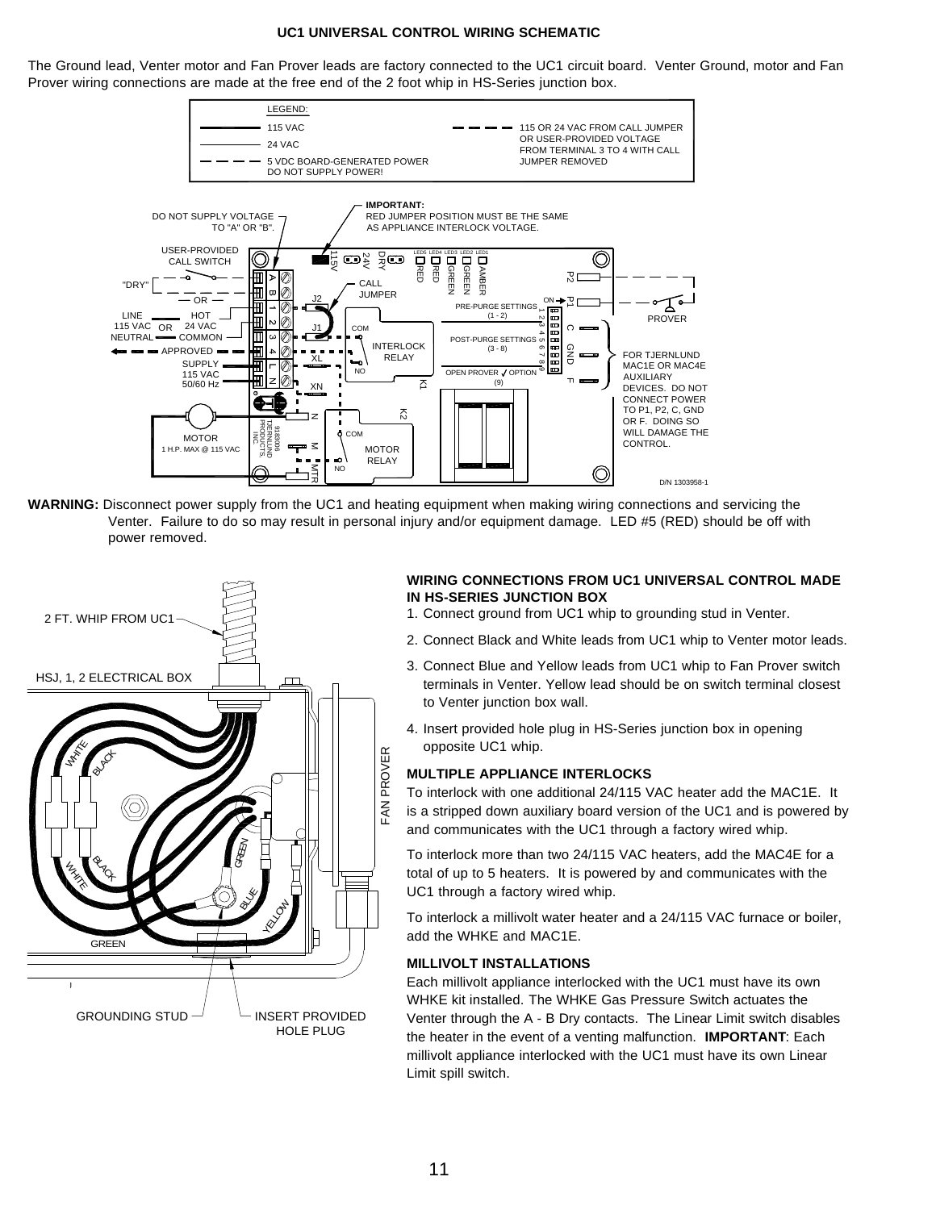## UC1 UNIVERSAL CONTROL WIRING SCHEMATIC

The Ground lead, Venter motor and Fan Prover leads are factory connected to the UC1 circuit board. Venter Ground, motor and Fan Prover wiring connections are made at the free end of the 2 foot whip in HS-Series junction box.

**WARNING:** Disconnect power supply from the UC1 and heating equipment when making wiring connections and servicing the Venter. Failure to do so may result in personal injury and/or equipment damage. LED #5 (RED) should be off with power removed.

### WIRING CONNECTIONS FROM UC1 UNIVERSAL CONTROL MADE IN HS-SERIES JUNCTION BOX

1. Connect ground from UC1 whip to grounding stud in Venter.
2. Connect Black and White leads from UC1 whip to Venter motor leads.
3. Connect Blue and Yellow leads from UC1 whip to Fan Prover switch terminals in Venter. Yellow lead should be on switch terminal closest to Venter junction box wall.
4. Insert provided hole plug in HS-Series junction box in opening opposite UC1 whip.

### MULTIPLE APPLIANCE INTERLOCKS

To interlock with one additional 24/115 VAC heater add the MAC1E. It is a stripped down auxiliary board version of the UC1 and is powered by and communicates with the UC1 through a factory wired whip.

To interlock more than two 24/115 VAC heaters, add the MAC4E for a total of up to 5 heaters. It is powered by and communicates with the UC1 through a factory wired whip.

To interlock a millivolt water heater and a 24/115 VAC furnace or boiler, add the WHKE and MAC1E.

### MILLIVOLT INSTALLATIONS

Each millivolt appliance interlocked with the UC1 must have its own WHKE kit installed. The WHKE Gas Pressure Switch actuates the Venter through the A - B Dry contacts. The Linear Limit switch disables the heater in the event of a venting malfunction. **IMPORTANT**: Each millivolt appliance interlocked with the UC1 must have its own Linear Limit spill switch.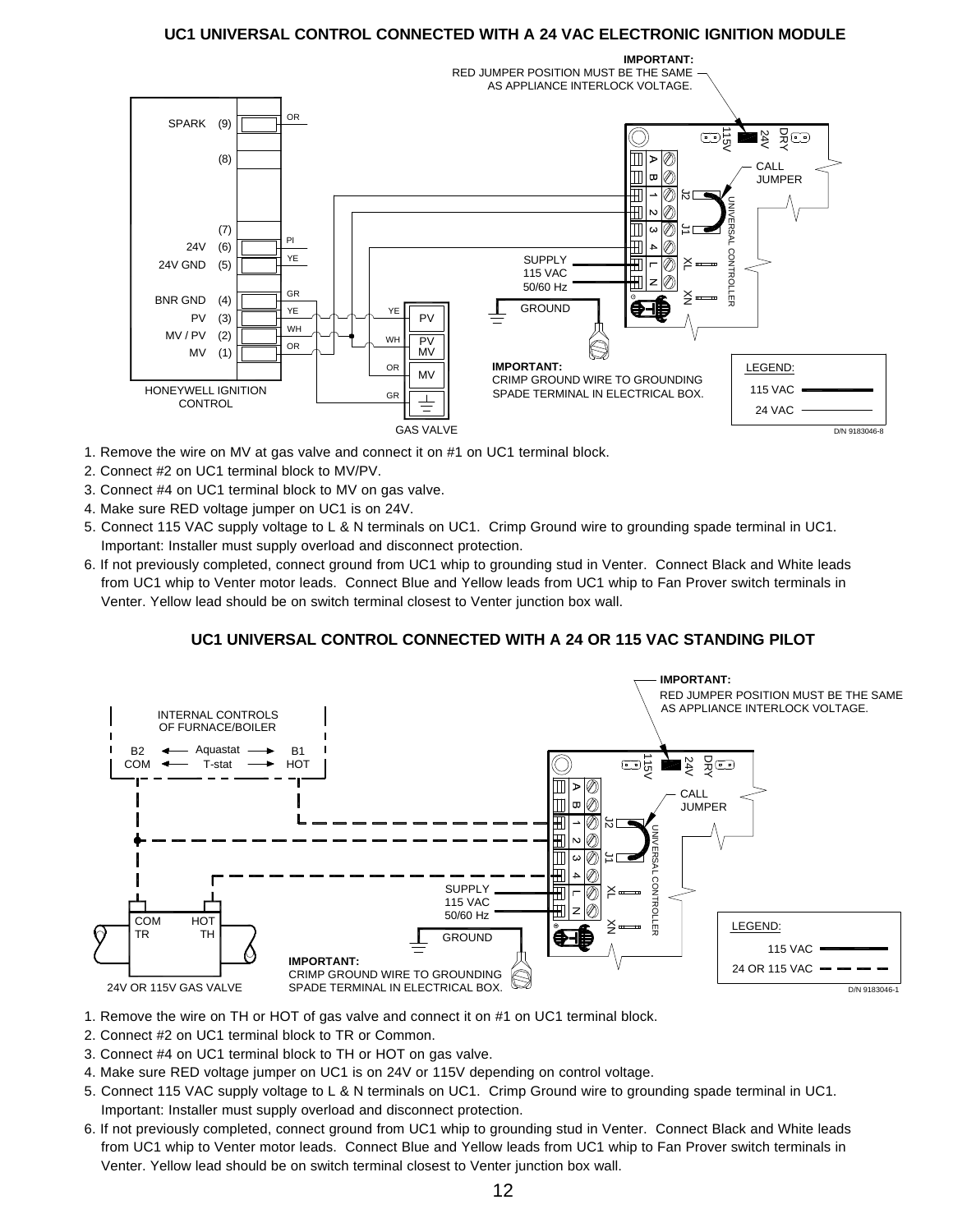## UC1 UNIVERSAL CONTROL CONNECTED WITH A 24 VAC ELECTRONIC IGNITION MODULE

**IMPORTANT:** RED JUMPER POSITION MUST BE THE SAME AS APPLIANCE INTERLOCK VOLTAGE.

SPARK (9)
(8)
(7)
24V (6)
24V GND (5)
BNR GND (4)
PV (3)
MV / PV (2)
MV (1)
HONEYWELL IGNITION CONTROL

GAS VALVE: PV, PV MV, MV

SUPPLY 115 VAC 50/60 Hz

GROUND

CALL JUMPER

UNIVERSAL CONTROLLER

**IMPORTANT:** CRIMP GROUND WIRE TO GROUNDING SPADE TERMINAL IN ELECTRICAL BOX.

LEGEND: 115 VAC, 24 VAC

D/N 9183046-8

1. Remove the wire on MV at gas valve and connect it on #1 on UC1 terminal block.
2. Connect #2 on UC1 terminal block to MV/PV.
3. Connect #4 on UC1 terminal block to MV on gas valve.
4. Make sure RED voltage jumper on UC1 is on 24V.
5. Connect 115 VAC supply voltage to L & N terminals on UC1. Crimp Ground wire to grounding spade terminal in UC1. Important: Installer must supply overload and disconnect protection.
6. If not previously completed, connect ground from UC1 whip to grounding stud in Venter. Connect Black and White leads from UC1 whip to Venter motor leads. Connect Blue and Yellow leads from UC1 whip to Fan Prover switch terminals in Venter. Yellow lead should be on switch terminal closest to Venter junction box wall.

## UC1 UNIVERSAL CONTROL CONNECTED WITH A 24 OR 115 VAC STANDING PILOT

**IMPORTANT:** RED JUMPER POSITION MUST BE THE SAME AS APPLIANCE INTERLOCK VOLTAGE.

INTERNAL CONTROLS OF FURNACE/BOILER

B2 COM — Aquastat / T-stat — B1 HOT

24V OR 115V GAS VALVE: COM TR, HOT TH

SUPPLY 115 VAC 50/60 Hz

GROUND

CALL JUMPER

UNIVERSAL CONTROLLER

**IMPORTANT:** CRIMP GROUND WIRE TO GROUNDING SPADE TERMINAL IN ELECTRICAL BOX.

LEGEND: 115 VAC, 24 OR 115 VAC

D/N 9183046-1

1. Remove the wire on TH or HOT of gas valve and connect it on #1 on UC1 terminal block.
2. Connect #2 on UC1 terminal block to TR or Common.
3. Connect #4 on UC1 terminal block to TH or HOT on gas valve.
4. Make sure RED voltage jumper on UC1 is on 24V or 115V depending on control voltage.
5. Connect 115 VAC supply voltage to L & N terminals on UC1. Crimp Ground wire to grounding spade terminal in UC1. Important: Installer must supply overload and disconnect protection.
6. If not previously completed, connect ground from UC1 whip to grounding stud in Venter. Connect Black and White leads from UC1 whip to Venter motor leads. Connect Blue and Yellow leads from UC1 whip to Fan Prover switch terminals in Venter. Yellow lead should be on switch terminal closest to Venter junction box wall.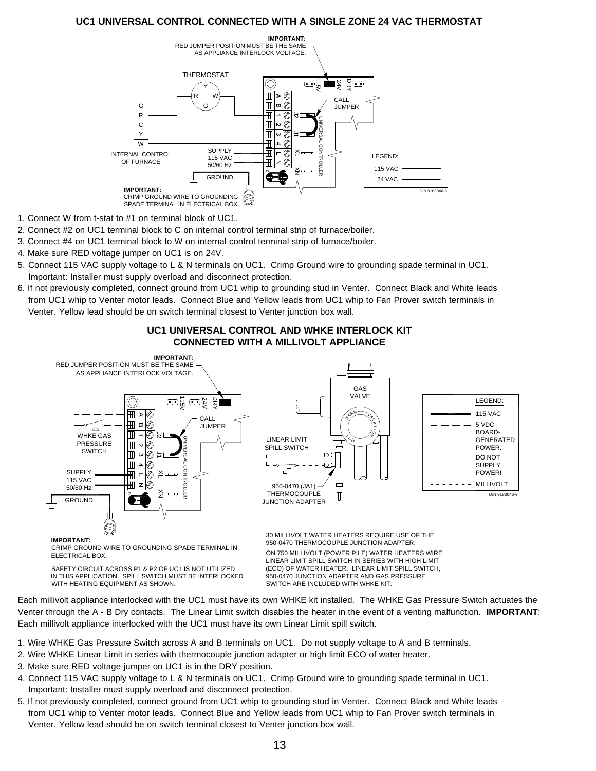## UC1 UNIVERSAL CONTROL CONNECTED WITH A SINGLE ZONE 24 VAC THERMOSTAT

**IMPORTANT:** RED JUMPER POSITION MUST BE THE SAME AS APPLIANCE INTERLOCK VOLTAGE.

THERMOSTAT

INTERNAL CONTROL OF FURNACE

SUPPLY 115 VAC 50/60 Hz

GROUND

CALL JUMPER

UNIVERSAL CONTROLLER

LEGEND: 115 VAC, 24 VAC

**IMPORTANT:** CRIMP GROUND WIRE TO GROUNDING SPADE TERMINAL IN ELECTRICAL BOX.

D/N 9183046-5

1. Connect W from t-stat to #1 on terminal block of UC1.
2. Connect #2 on UC1 terminal block to C on internal control terminal strip of furnace/boiler.
3. Connect #4 on UC1 terminal block to W on internal control terminal strip of furnace/boiler.
4. Make sure RED voltage jumper on UC1 is on 24V.
5. Connect 115 VAC supply voltage to L & N terminals on UC1. Crimp Ground wire to grounding spade terminal in UC1. Important: Installer must supply overload and disconnect protection.
6. If not previously completed, connect ground from UC1 whip to grounding stud in Venter. Connect Black and White leads from UC1 whip to Venter motor leads. Connect Blue and Yellow leads from UC1 whip to Fan Prover switch terminals in Venter. Yellow lead should be on switch terminal closest to Venter junction box wall.

## UC1 UNIVERSAL CONTROL AND WHKE INTERLOCK KIT CONNECTED WITH A MILLIVOLT APPLIANCE

**IMPORTANT:** RED JUMPER POSITION MUST BE THE SAME AS APPLIANCE INTERLOCK VOLTAGE.

WHKE GAS PRESSURE SWITCH

SUPPLY 115 VAC 50/60 Hz

GROUND

CALL JUMPER

UNIVERSAL CONTROLLER

GAS VALVE

LINEAR LIMIT SPILL SWITCH

950-0470 (JA1) THERMOCOUPLE JUNCTION ADAPTER

LEGEND: 115 VAC; 5 VDC BOARD-GENERATED POWER. DO NOT SUPPLY POWER!; MILLIVOLT

D/N 9183046-9

**IMPORTANT:** CRIMP GROUND WIRE TO GROUNDING SPADE TERMINAL IN ELECTRICAL BOX.

SAFETY CIRCUIT ACROSS P1 & P2 OF UC1 IS NOT UTILIZED IN THIS APPLICATION. SPILL SWITCH MUST BE INTERLOCKED WITH HEATING EQUIPMENT AS SHOWN.

30 MILLIVOLT WATER HEATERS REQUIRE USE OF THE 950-0470 THERMOCOUPLE JUNCTION ADAPTER.

ON 750 MILLIVOLT (POWER PILE) WATER HEATERS WIRE LINEAR LIMIT SPILL SWITCH IN SERIES WITH HIGH LIMIT (ECO) OF WATER HEATER. LINEAR LIMIT SPILL SWITCH, 950-0470 JUNCTION ADAPTER AND GAS PRESSURE SWITCH ARE INCLUDED WITH WHKE KIT.

Each millivolt appliance interlocked with the UC1 must have its own WHKE kit installed. The WHKE Gas Pressure Switch actuates the Venter through the A - B Dry contacts. The Linear Limit switch disables the heater in the event of a venting malfunction. **IMPORTANT**: Each millivolt appliance interlocked with the UC1 must have its own Linear Limit spill switch.

1. Wire WHKE Gas Pressure Switch across A and B terminals on UC1. Do not supply voltage to A and B terminals.
2. Wire WHKE Linear Limit in series with thermocouple junction adapter or high limit ECO of water heater.
3. Make sure RED voltage jumper on UC1 is in the DRY position.
4. Connect 115 VAC supply voltage to L & N terminals on UC1. Crimp Ground wire to grounding spade terminal in UC1. Important: Installer must supply overload and disconnect protection.
5. If not previously completed, connect ground from UC1 whip to grounding stud in Venter. Connect Black and White leads from UC1 whip to Venter motor leads. Connect Blue and Yellow leads from UC1 whip to Fan Prover switch terminals in Venter. Yellow lead should be on switch terminal closest to Venter junction box wall.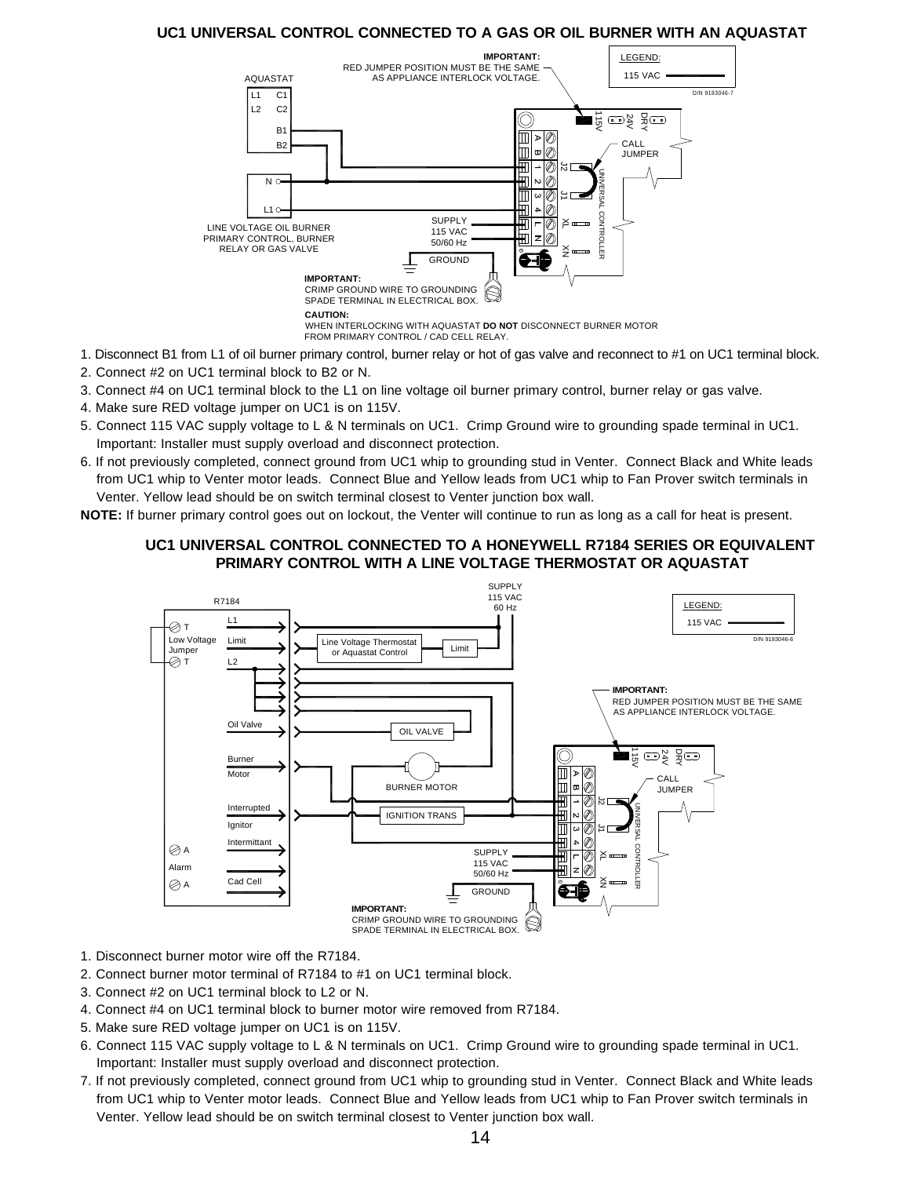## UC1 UNIVERSAL CONTROL CONNECTED TO A GAS OR OIL BURNER WITH AN AQUASTAT

1. Disconnect B1 from L1 of oil burner primary control, burner relay or hot of gas valve and reconnect to #1 on UC1 terminal block.
2. Connect #2 on UC1 terminal block to B2 or N.
3. Connect #4 on UC1 terminal block to the L1 on line voltage oil burner primary control, burner relay or gas valve.
4. Make sure RED voltage jumper on UC1 is on 115V.
5. Connect 115 VAC supply voltage to L & N terminals on UC1. Crimp Ground wire to grounding spade terminal in UC1. Important: Installer must supply overload and disconnect protection.
6. If not previously completed, connect ground from UC1 whip to grounding stud in Venter. Connect Black and White leads from UC1 whip to Venter motor leads. Connect Blue and Yellow leads from UC1 whip to Fan Prover switch terminals in Venter. Yellow lead should be on switch terminal closest to Venter junction box wall.

**NOTE:** If burner primary control goes out on lockout, the Venter will continue to run as long as a call for heat is present.

## UC1 UNIVERSAL CONTROL CONNECTED TO A HONEYWELL R7184 SERIES OR EQUIVALENT PRIMARY CONTROL WITH A LINE VOLTAGE THERMOSTAT OR AQUASTAT

1. Disconnect burner motor wire off the R7184.
2. Connect burner motor terminal of R7184 to #1 on UC1 terminal block.
3. Connect #2 on UC1 terminal block to L2 or N.
4. Connect #4 on UC1 terminal block to burner motor wire removed from R7184.
5. Make sure RED voltage jumper on UC1 is on 115V.
6. Connect 115 VAC supply voltage to L & N terminals on UC1. Crimp Ground wire to grounding spade terminal in UC1. Important: Installer must supply overload and disconnect protection.
7. If not previously completed, connect ground from UC1 whip to grounding stud in Venter. Connect Black and White leads from UC1 whip to Venter motor leads. Connect Blue and Yellow leads from UC1 whip to Fan Prover switch terminals in Venter. Yellow lead should be on switch terminal closest to Venter junction box wall.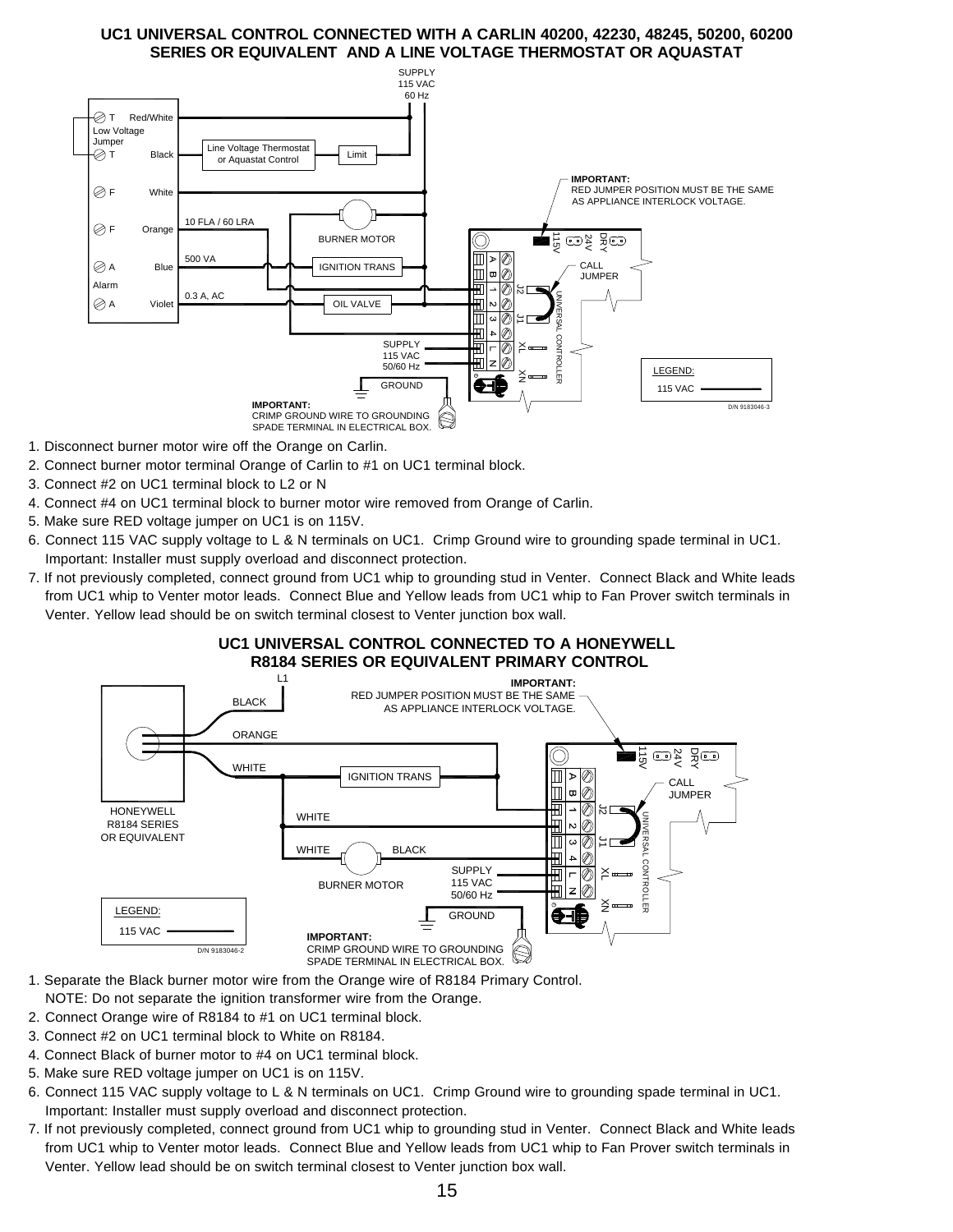## UC1 UNIVERSAL CONTROL CONNECTED WITH A CARLIN 40200, 42230, 48245, 50200, 60200 SERIES OR EQUIVALENT AND A LINE VOLTAGE THERMOSTAT OR AQUASTAT

1. Disconnect burner motor wire off the Orange on Carlin.
2. Connect burner motor terminal Orange of Carlin to #1 on UC1 terminal block.
3. Connect #2 on UC1 terminal block to L2 or N
4. Connect #4 on UC1 terminal block to burner motor wire removed from Orange of Carlin.
5. Make sure RED voltage jumper on UC1 is on 115V.
6. Connect 115 VAC supply voltage to L & N terminals on UC1. Crimp Ground wire to grounding spade terminal in UC1. Important: Installer must supply overload and disconnect protection.
7. If not previously completed, connect ground from UC1 whip to grounding stud in Venter. Connect Black and White leads from UC1 whip to Venter motor leads. Connect Blue and Yellow leads from UC1 whip to Fan Prover switch terminals in Venter. Yellow lead should be on switch terminal closest to Venter junction box wall.

## UC1 UNIVERSAL CONTROL CONNECTED TO A HONEYWELL R8184 SERIES OR EQUIVALENT PRIMARY CONTROL

1. Separate the Black burner motor wire from the Orange wire of R8184 Primary Control.
   NOTE: Do not separate the ignition transformer wire from the Orange.
2. Connect Orange wire of R8184 to #1 on UC1 terminal block.
3. Connect #2 on UC1 terminal block to White on R8184.
4. Connect Black of burner motor to #4 on UC1 terminal block.
5. Make sure RED voltage jumper on UC1 is on 115V.
6. Connect 115 VAC supply voltage to L & N terminals on UC1. Crimp Ground wire to grounding spade terminal in UC1. Important: Installer must supply overload and disconnect protection.
7. If not previously completed, connect ground from UC1 whip to grounding stud in Venter. Connect Black and White leads from UC1 whip to Venter motor leads. Connect Blue and Yellow leads from UC1 whip to Fan Prover switch terminals in Venter. Yellow lead should be on switch terminal closest to Venter junction box wall.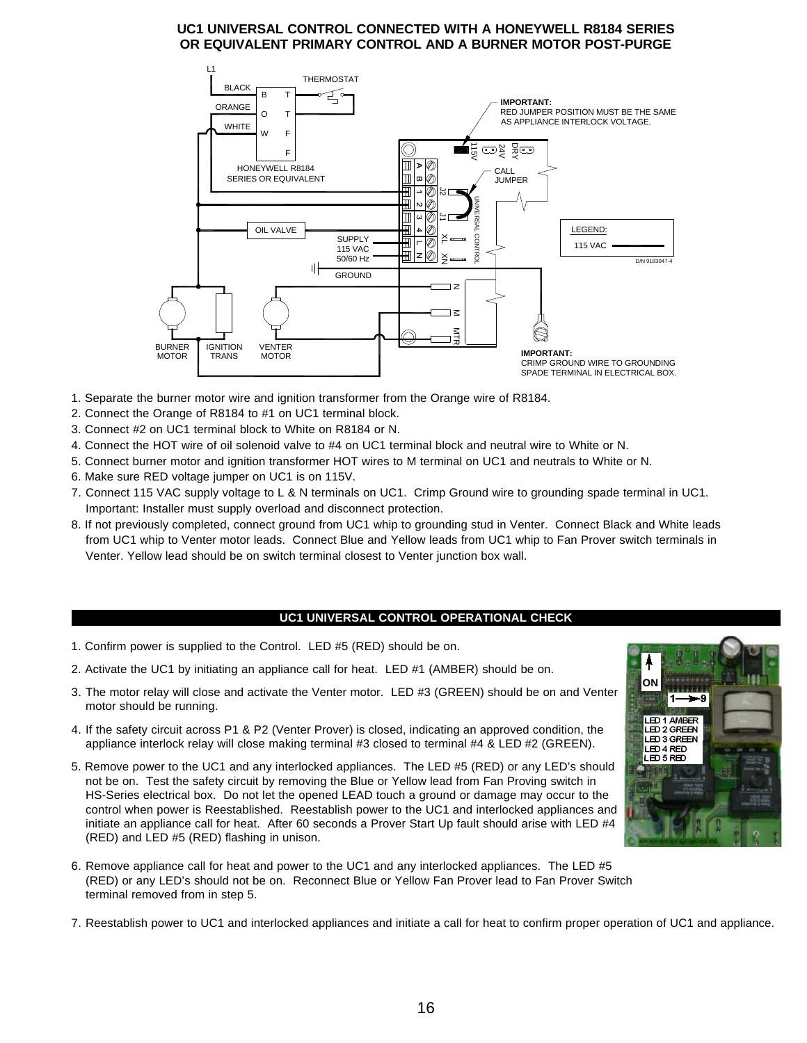## UC1 UNIVERSAL CONTROL CONNECTED WITH A HONEYWELL R8184 SERIES OR EQUIVALENT PRIMARY CONTROL AND A BURNER MOTOR POST-PURGE

L1

BLACK

ORANGE

WHITE

THERMOSTAT

B T
O T
W F
F

HONEYWELL R8184 SERIES OR EQUIVALENT

**IMPORTANT:** RED JUMPER POSITION MUST BE THE SAME AS APPLIANCE INTERLOCK VOLTAGE.

115V 24V DRY

CALL JUMPER

A B 1 2 3 4 L N

J2 J1 XL XN

UNIVERSAL CONTROL

OIL VALVE

SUPPLY 115 VAC 50/60 Hz

GROUND

N M MTR

LEGEND: 115 VAC

D/N 9183047-4

BURNER MOTOR

IGNITION TRANS

VENTER MOTOR

**IMPORTANT:** CRIMP GROUND WIRE TO GROUNDING SPADE TERMINAL IN ELECTRICAL BOX.

1. Separate the burner motor wire and ignition transformer from the Orange wire of R8184.
2. Connect the Orange of R8184 to #1 on UC1 terminal block.
3. Connect #2 on UC1 terminal block to White on R8184 or N.
4. Connect the HOT wire of oil solenoid valve to #4 on UC1 terminal block and neutral wire to White or N.
5. Connect burner motor and ignition transformer HOT wires to M terminal on UC1 and neutrals to White or N.
6. Make sure RED voltage jumper on UC1 is on 115V.
7. Connect 115 VAC supply voltage to L & N terminals on UC1. Crimp Ground wire to grounding spade terminal in UC1. Important: Installer must supply overload and disconnect protection.
8. If not previously completed, connect ground from UC1 whip to grounding stud in Venter. Connect Black and White leads from UC1 whip to Venter motor leads. Connect Blue and Yellow leads from UC1 whip to Fan Prover switch terminals in Venter. Yellow lead should be on switch terminal closest to Venter junction box wall.

## UC1 UNIVERSAL CONTROL OPERATIONAL CHECK

1. Confirm power is supplied to the Control. LED #5 (RED) should be on.
2. Activate the UC1 by initiating an appliance call for heat. LED #1 (AMBER) should be on.
3. The motor relay will close and activate the Venter motor. LED #3 (GREEN) should be on and Venter motor should be running.
4. If the safety circuit across P1 & P2 (Venter Prover) is closed, indicating an approved condition, the appliance interlock relay will close making terminal #3 closed to terminal #4 & LED #2 (GREEN).
5. Remove power to the UC1 and any interlocked appliances. The LED #5 (RED) or any LED's should not be on. Test the safety circuit by removing the Blue or Yellow lead from Fan Proving switch in HS-Series electrical box. Do not let the opened LEAD touch a ground or damage may occur to the control when power is Reestablished. Reestablish power to the UC1 and interlocked appliances and initiate an appliance call for heat. After 60 seconds a Prover Start Up fault should arise with LED #4 (RED) and LED #5 (RED) flashing in unison.
6. Remove appliance call for heat and power to the UC1 and any interlocked appliances. The LED #5 (RED) or any LED's should not be on. Reconnect Blue or Yellow Fan Prover lead to Fan Prover Switch terminal removed from in step 5.
7. Reestablish power to UC1 and interlocked appliances and initiate a call for heat to confirm proper operation of UC1 and appliance.

ON

1 → 9

LED 1 AMBER
LED 2 GREEN
LED 3 GREEN
LED 4 RED
LED 5 RED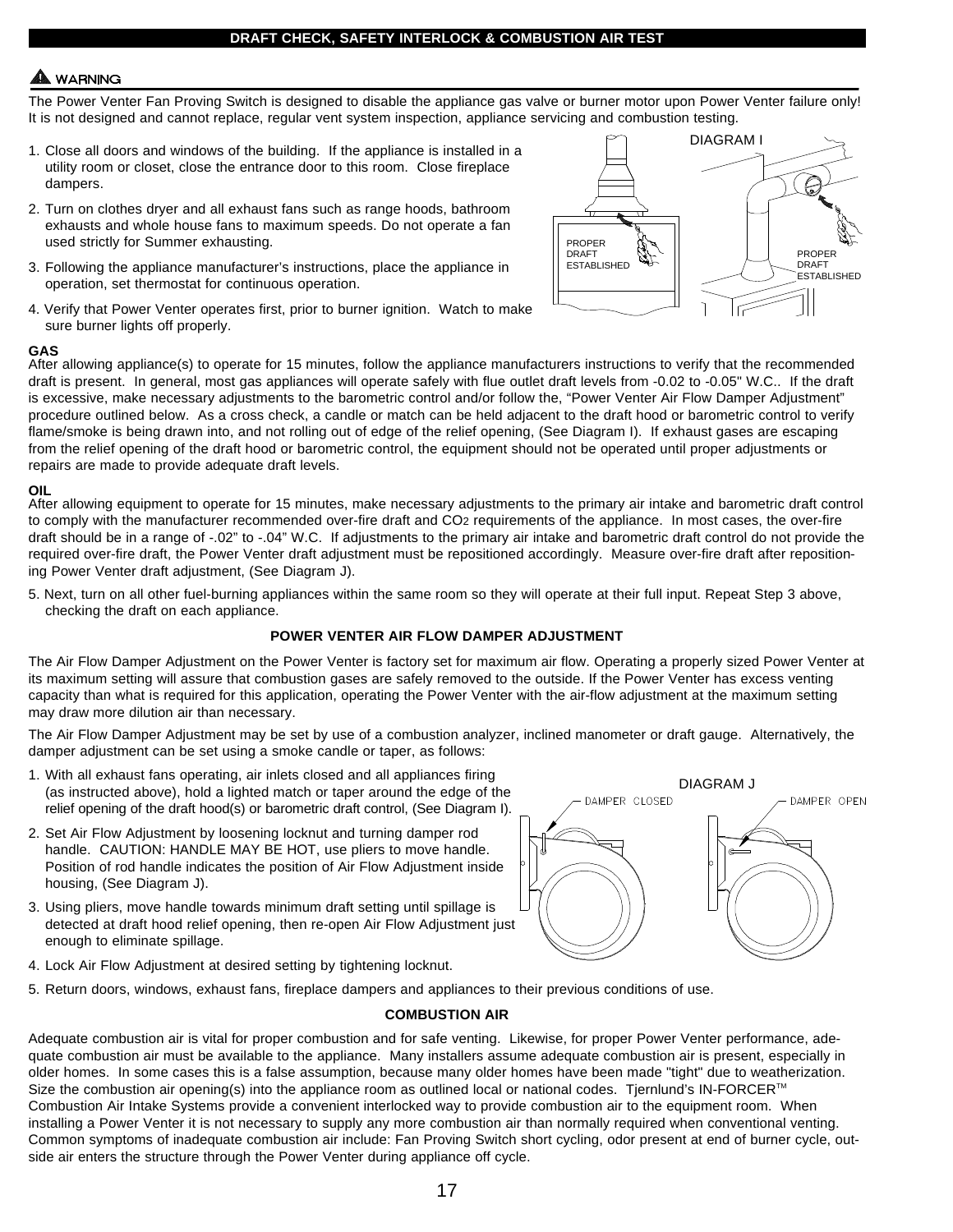## DRAFT CHECK, SAFETY INTERLOCK & COMBUSTION AIR TEST

**⚠ WARNING**

The Power Venter Fan Proving Switch is designed to disable the appliance gas valve or burner motor upon Power Venter failure only! It is not designed and cannot replace, regular vent system inspection, appliance servicing and combustion testing.

1. Close all doors and windows of the building. If the appliance is installed in a utility room or closet, close the entrance door to this room. Close fireplace dampers.
2. Turn on clothes dryer and all exhaust fans such as range hoods, bathroom exhausts and whole house fans to maximum speeds. Do not operate a fan used strictly for Summer exhausting.
3. Following the appliance manufacturer's instructions, place the appliance in operation, set thermostat for continuous operation.
4. Verify that Power Venter operates first, prior to burner ignition. Watch to make sure burner lights off properly.

DIAGRAM I

PROPER DRAFT ESTABLISHED

PROPER DRAFT ESTABLISHED

**GAS**

After allowing appliance(s) to operate for 15 minutes, follow the appliance manufacturers instructions to verify that the recommended draft is present. In general, most gas appliances will operate safely with flue outlet draft levels from -0.02 to -0.05" W.C.. If the draft is excessive, make necessary adjustments to the barometric control and/or follow the, "Power Venter Air Flow Damper Adjustment" procedure outlined below. As a cross check, a candle or match can be held adjacent to the draft hood or barometric control to verify flame/smoke is being drawn into, and not rolling out of edge of the relief opening, (See Diagram I). If exhaust gases are escaping from the relief opening of the draft hood or barometric control, the equipment should not be operated until proper adjustments or repairs are made to provide adequate draft levels.

**OIL**

After allowing equipment to operate for 15 minutes, make necessary adjustments to the primary air intake and barometric draft control to comply with the manufacturer recommended over-fire draft and $CO_2$ requirements of the appliance. In most cases, the over-fire draft should be in a range of -.02" to -.04" W.C. If adjustments to the primary air intake and barometric draft control do not provide the required over-fire draft, the Power Venter draft adjustment must be repositioned accordingly. Measure over-fire draft after repositioning Power Venter draft adjustment, (See Diagram J).

5. Next, turn on all other fuel-burning appliances within the same room so they will operate at their full input. Repeat Step 3 above, checking the draft on each appliance.

### POWER VENTER AIR FLOW DAMPER ADJUSTMENT

The Air Flow Damper Adjustment on the Power Venter is factory set for maximum air flow. Operating a properly sized Power Venter at its maximum setting will assure that combustion gases are safely removed to the outside. If the Power Venter has excess venting capacity than what is required for this application, operating the Power Venter with the air-flow adjustment at the maximum setting may draw more dilution air than necessary.

The Air Flow Damper Adjustment may be set by use of a combustion analyzer, inclined manometer or draft gauge. Alternatively, the damper adjustment can be set using a smoke candle or taper, as follows:

1. With all exhaust fans operating, air inlets closed and all appliances firing (as instructed above), hold a lighted match or taper around the edge of the relief opening of the draft hood(s) or barometric draft control, (See Diagram I).
2. Set Air Flow Adjustment by loosening locknut and turning damper rod handle. CAUTION: HANDLE MAY BE HOT, use pliers to move handle. Position of rod handle indicates the position of Air Flow Adjustment inside housing, (See Diagram J).
3. Using pliers, move handle towards minimum draft setting until spillage is detected at draft hood relief opening, then re-open Air Flow Adjustment just enough to eliminate spillage.
4. Lock Air Flow Adjustment at desired setting by tightening locknut.
5. Return doors, windows, exhaust fans, fireplace dampers and appliances to their previous conditions of use.

DIAGRAM J

DAMPER CLOSED

DAMPER OPEN

### COMBUSTION AIR

Adequate combustion air is vital for proper combustion and for safe venting. Likewise, for proper Power Venter performance, adequate combustion air must be available to the appliance. Many installers assume adequate combustion air is present, especially in older homes. In some cases this is a false assumption, because many older homes have been made "tight" due to weatherization. Size the combustion air opening(s) into the appliance room as outlined local or national codes. Tjernlund's IN-FORCER™ Combustion Air Intake Systems provide a convenient interlocked way to provide combustion air to the equipment room. When installing a Power Venter it is not necessary to supply any more combustion air than normally required when conventional venting. Common symptoms of inadequate combustion air include: Fan Proving Switch short cycling, odor present at end of burner cycle, outside air enters the structure through the Power Venter during appliance off cycle.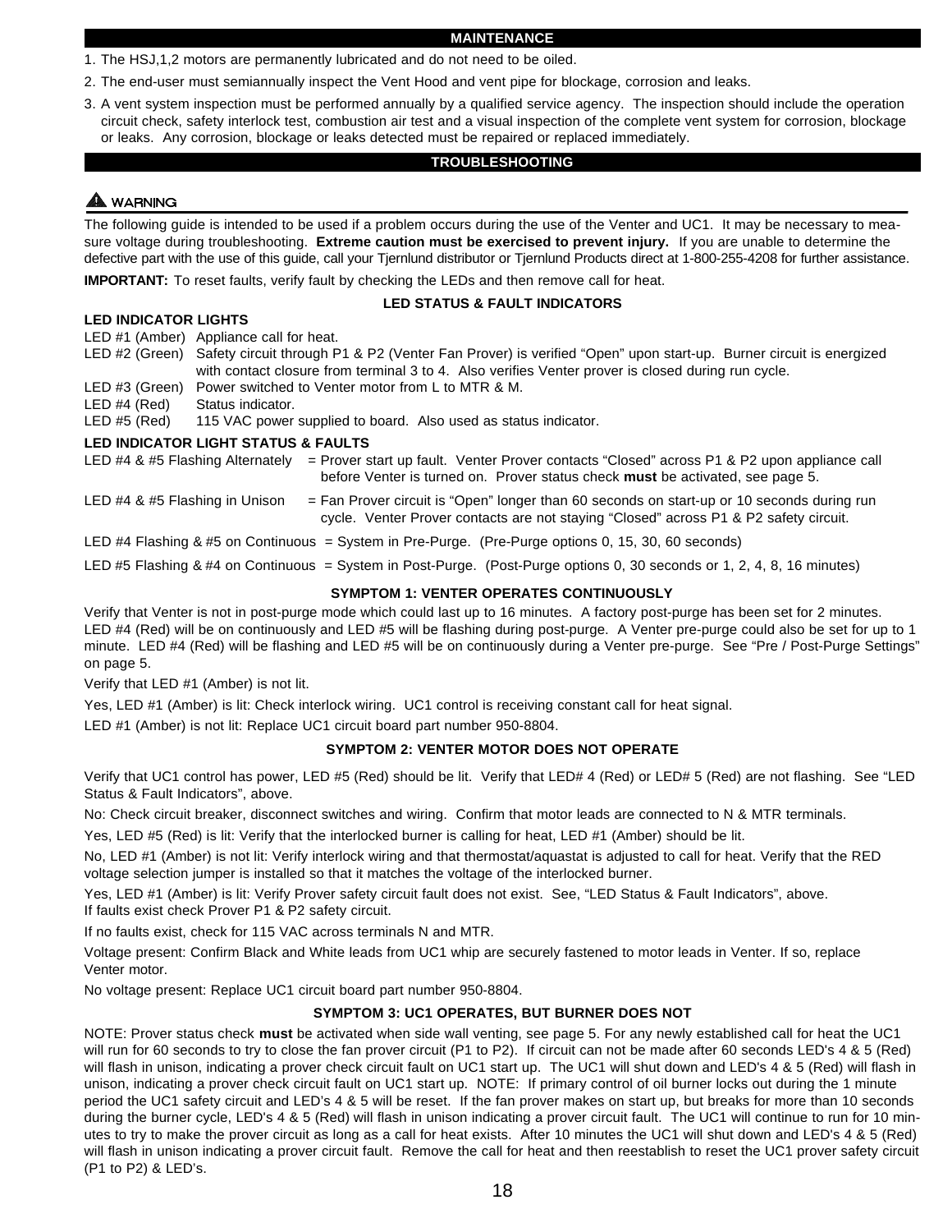## MAINTENANCE

1. The HSJ,1,2 motors are permanently lubricated and do not need to be oiled.
2. The end-user must semiannually inspect the Vent Hood and vent pipe for blockage, corrosion and leaks.
3. A vent system inspection must be performed annually by a qualified service agency. The inspection should include the operation circuit check, safety interlock test, combustion air test and a visual inspection of the complete vent system for corrosion, blockage or leaks. Any corrosion, blockage or leaks detected must be repaired or replaced immediately.

## TROUBLESHOOTING

**⚠ WARNING**

The following guide is intended to be used if a problem occurs during the use of the Venter and UC1. It may be necessary to measure voltage during troubleshooting. **Extreme caution must be exercised to prevent injury.** If you are unable to determine the defective part with the use of this guide, call your Tjernlund distributor or Tjernlund Products direct at 1-800-255-4208 for further assistance.

**IMPORTANT:** To reset faults, verify fault by checking the LEDs and then remove call for heat.

### LED STATUS & FAULT INDICATORS

**LED INDICATOR LIGHTS**

LED #1 (Amber) Appliance call for heat.

LED #2 (Green) Safety circuit through P1 & P2 (Venter Fan Prover) is verified “Open” upon start-up. Burner circuit is energized with contact closure from terminal 3 to 4. Also verifies Venter prover is closed during run cycle.

LED #3 (Green) Power switched to Venter motor from L to MTR & M.

LED #4 (Red) Status indicator.

LED #5 (Red) 115 VAC power supplied to board. Also used as status indicator.

**LED INDICATOR LIGHT STATUS & FAULTS**

LED #4 & #5 Flashing Alternately = Prover start up fault. Venter Prover contacts “Closed” across P1 & P2 upon appliance call before Venter is turned on. Prover status check **must** be activated, see page 5.

LED #4 & #5 Flashing in Unison = Fan Prover circuit is “Open” longer than 60 seconds on start-up or 10 seconds during run cycle. Venter Prover contacts are not staying “Closed” across P1 & P2 safety circuit.

LED #4 Flashing & #5 on Continuous = System in Pre-Purge. (Pre-Purge options 0, 15, 30, 60 seconds)

LED #5 Flashing & #4 on Continuous = System in Post-Purge. (Post-Purge options 0, 30 seconds or 1, 2, 4, 8, 16 minutes)

### SYMPTOM 1: VENTER OPERATES CONTINUOUSLY

Verify that Venter is not in post-purge mode which could last up to 16 minutes. A factory post-purge has been set for 2 minutes. LED #4 (Red) will be on continuously and LED #5 will be flashing during post-purge. A Venter pre-purge could also be set for up to 1 minute. LED #4 (Red) will be flashing and LED #5 will be on continuously during a Venter pre-purge. See “Pre / Post-Purge Settings” on page 5.

Verify that LED #1 (Amber) is not lit.

Yes, LED #1 (Amber) is lit: Check interlock wiring. UC1 control is receiving constant call for heat signal.

LED #1 (Amber) is not lit: Replace UC1 circuit board part number 950-8804.

### SYMPTOM 2: VENTER MOTOR DOES NOT OPERATE

Verify that UC1 control has power, LED #5 (Red) should be lit. Verify that LED# 4 (Red) or LED# 5 (Red) are not flashing. See “LED Status & Fault Indicators”, above.

No: Check circuit breaker, disconnect switches and wiring. Confirm that motor leads are connected to N & MTR terminals.

Yes, LED #5 (Red) is lit: Verify that the interlocked burner is calling for heat, LED #1 (Amber) should be lit.

No, LED #1 (Amber) is not lit: Verify interlock wiring and that thermostat/aquastat is adjusted to call for heat. Verify that the RED voltage selection jumper is installed so that it matches the voltage of the interlocked burner.

Yes, LED #1 (Amber) is lit: Verify Prover safety circuit fault does not exist. See, “LED Status & Fault Indicators”, above.
If faults exist check Prover P1 & P2 safety circuit.

If no faults exist, check for 115 VAC across terminals N and MTR.

Voltage present: Confirm Black and White leads from UC1 whip are securely fastened to motor leads in Venter. If so, replace Venter motor.

No voltage present: Replace UC1 circuit board part number 950-8804.

### SYMPTOM 3: UC1 OPERATES, BUT BURNER DOES NOT

NOTE: Prover status check **must** be activated when side wall venting, see page 5. For any newly established call for heat the UC1 will run for 60 seconds to try to close the fan prover circuit (P1 to P2). If circuit can not be made after 60 seconds LED's 4 & 5 (Red) will flash in unison, indicating a prover check circuit fault on UC1 start up. The UC1 will shut down and LED's 4 & 5 (Red) will flash in unison, indicating a prover check circuit fault on UC1 start up. NOTE: If primary control of oil burner locks out during the 1 minute period the UC1 safety circuit and LED's 4 & 5 will be reset. If the fan prover makes on start up, but breaks for more than 10 seconds during the burner cycle, LED's 4 & 5 (Red) will flash in unison indicating a prover circuit fault. The UC1 will continue to run for 10 minutes to try to make the prover circuit as long as a call for heat exists. After 10 minutes the UC1 will shut down and LED's 4 & 5 (Red) will flash in unison indicating a prover circuit fault. Remove the call for heat and then reestablish to reset the UC1 prover safety circuit (P1 to P2) & LED's.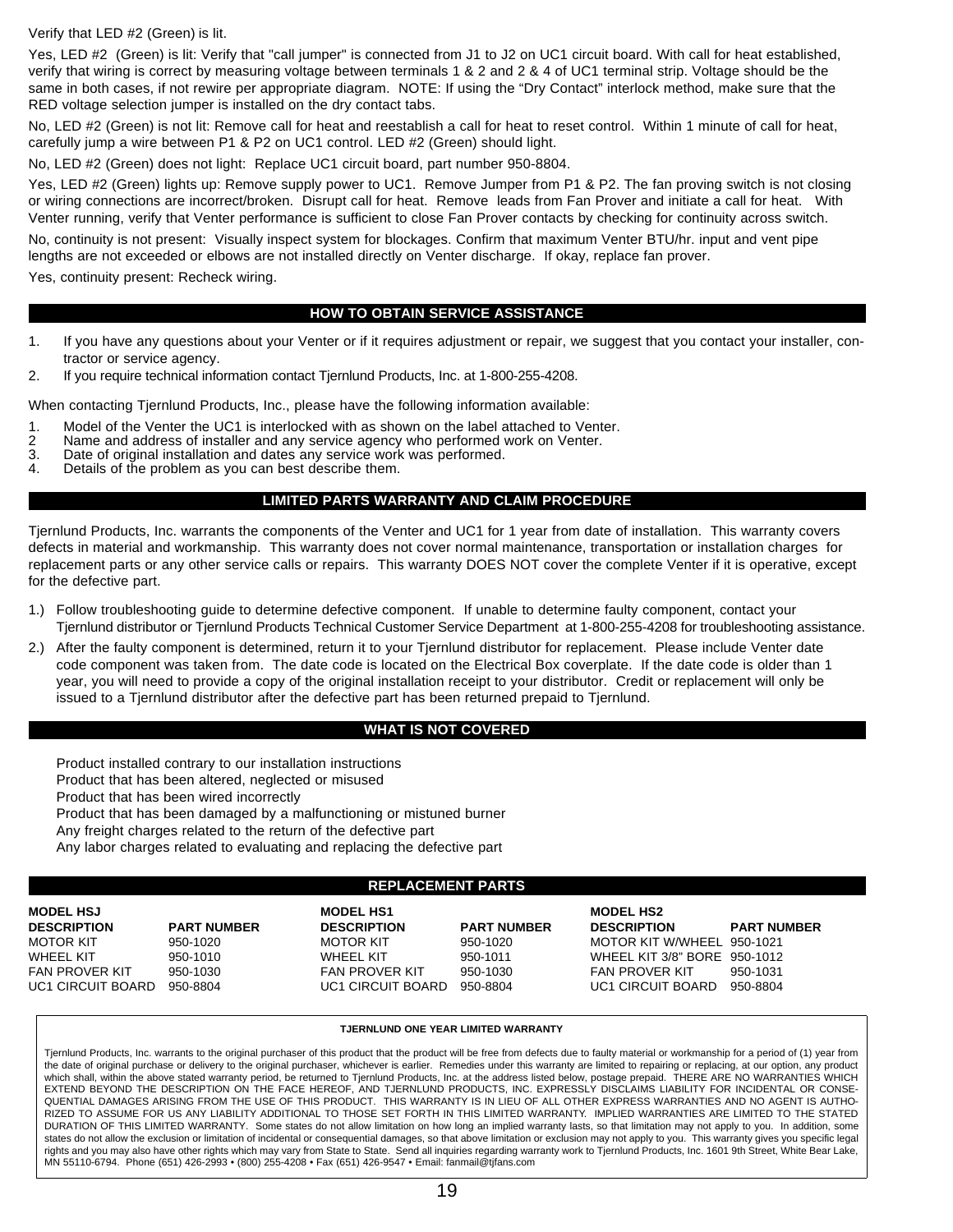Verify that LED #2 (Green) is lit.

Yes, LED #2 (Green) is lit: Verify that "call jumper" is connected from J1 to J2 on UC1 circuit board. With call for heat established, verify that wiring is correct by measuring voltage between terminals 1 & 2 and 2 & 4 of UC1 terminal strip. Voltage should be the same in both cases, if not rewire per appropriate diagram. NOTE: If using the “Dry Contact” interlock method, make sure that the RED voltage selection jumper is installed on the dry contact tabs.

No, LED #2 (Green) is not lit: Remove call for heat and reestablish a call for heat to reset control. Within 1 minute of call for heat, carefully jump a wire between P1 & P2 on UC1 control. LED #2 (Green) should light.

No, LED #2 (Green) does not light: Replace UC1 circuit board, part number 950-8804.

Yes, LED #2 (Green) lights up: Remove supply power to UC1. Remove Jumper from P1 & P2. The fan proving switch is not closing or wiring connections are incorrect/broken. Disrupt call for heat. Remove leads from Fan Prover and initiate a call for heat. With Venter running, verify that Venter performance is sufficient to close Fan Prover contacts by checking for continuity across switch.

No, continuity is not present: Visually inspect system for blockages. Confirm that maximum Venter BTU/hr. input and vent pipe lengths are not exceeded or elbows are not installed directly on Venter discharge. If okay, replace fan prover.

Yes, continuity present: Recheck wiring.

## HOW TO OBTAIN SERVICE ASSISTANCE

1. If you have any questions about your Venter or if it requires adjustment or repair, we suggest that you contact your installer, contractor or service agency.
2. If you require technical information contact Tjernlund Products, Inc. at 1-800-255-4208.

When contacting Tjernlund Products, Inc., please have the following information available:

1. Model of the Venter the UC1 is interlocked with as shown on the label attached to Venter.
2. Name and address of installer and any service agency who performed work on Venter.
3. Date of original installation and dates any service work was performed.
4. Details of the problem as you can best describe them.

## LIMITED PARTS WARRANTY AND CLAIM PROCEDURE

Tjernlund Products, Inc. warrants the components of the Venter and UC1 for 1 year from date of installation. This warranty covers defects in material and workmanship. This warranty does not cover normal maintenance, transportation or installation charges for replacement parts or any other service calls or repairs. This warranty DOES NOT cover the complete Venter if it is operative, except for the defective part.

1.) Follow troubleshooting guide to determine defective component. If unable to determine faulty component, contact your Tjernlund distributor or Tjernlund Products Technical Customer Service Department at 1-800-255-4208 for troubleshooting assistance.

2.) After the faulty component is determined, return it to your Tjernlund distributor for replacement. Please include Venter date code component was taken from. The date code is located on the Electrical Box coverplate. If the date code is older than 1 year, you will need to provide a copy of the original installation receipt to your distributor. Credit or replacement will only be issued to a Tjernlund distributor after the defective part has been returned prepaid to Tjernlund.

## WHAT IS NOT COVERED

Product installed contrary to our installation instructions
Product that has been altered, neglected or misused
Product that has been wired incorrectly
Product that has been damaged by a malfunctioning or mistuned burner
Any freight charges related to the return of the defective part
Any labor charges related to evaluating and replacing the defective part

## REPLACEMENT PARTS

| MODEL HSJ DESCRIPTION | PART NUMBER | MODEL HS1 DESCRIPTION | PART NUMBER | MODEL HS2 DESCRIPTION | PART NUMBER |
|---|---|---|---|---|---|
| MOTOR KIT | 950-1020 | MOTOR KIT | 950-1020 | MOTOR KIT W/WHEEL | 950-1021 |
| WHEEL KIT | 950-1010 | WHEEL KIT | 950-1011 | WHEEL KIT 3/8" BORE | 950-1012 |
| FAN PROVER KIT | 950-1030 | FAN PROVER KIT | 950-1030 | FAN PROVER KIT | 950-1031 |
| UC1 CIRCUIT BOARD | 950-8804 | UC1 CIRCUIT BOARD | 950-8804 | UC1 CIRCUIT BOARD | 950-8804 |

### TJERNLUND ONE YEAR LIMITED WARRANTY

Tjernlund Products, Inc. warrants to the original purchaser of this product that the product will be free from defects due to faulty material or workmanship for a period of (1) year from the date of original purchase or delivery to the original purchaser, whichever is earlier. Remedies under this warranty are limited to repairing or replacing, at our option, any product which shall, within the above stated warranty period, be returned to Tjernlund Products, Inc. at the address listed below, postage prepaid. THERE ARE NO WARRANTIES WHICH EXTEND BEYOND THE DESCRIPTION ON THE FACE HEREOF, AND TJERNLUND PRODUCTS, INC. EXPRESSLY DISCLAIMS LIABILITY FOR INCIDENTAL OR CONSEQUENTIAL DAMAGES ARISING FROM THE USE OF THIS PRODUCT. THIS WARRANTY IS IN LIEU OF ALL OTHER EXPRESS WARRANTIES AND NO AGENT IS AUTHORIZED TO ASSUME FOR US ANY LIABILITY ADDITIONAL TO THOSE SET FORTH IN THIS LIMITED WARRANTY. IMPLIED WARRANTIES ARE LIMITED TO THE STATED DURATION OF THIS LIMITED WARRANTY. Some states do not allow limitation on how long an implied warranty lasts, so that limitation may not apply to you. In addition, some states do not allow the exclusion or limitation of incidental or consequential damages, so that above limitation or exclusion may not apply to you. This warranty gives you specific legal rights and you may also have other rights which may vary from State to State. Send all inquiries regarding warranty work to Tjernlund Products, Inc. 1601 9th Street, White Bear Lake, MN 55110-6794. Phone (651) 426-2993 • (800) 255-4208 • Fax (651) 426-9547 • Email: fanmail@tjfans.com